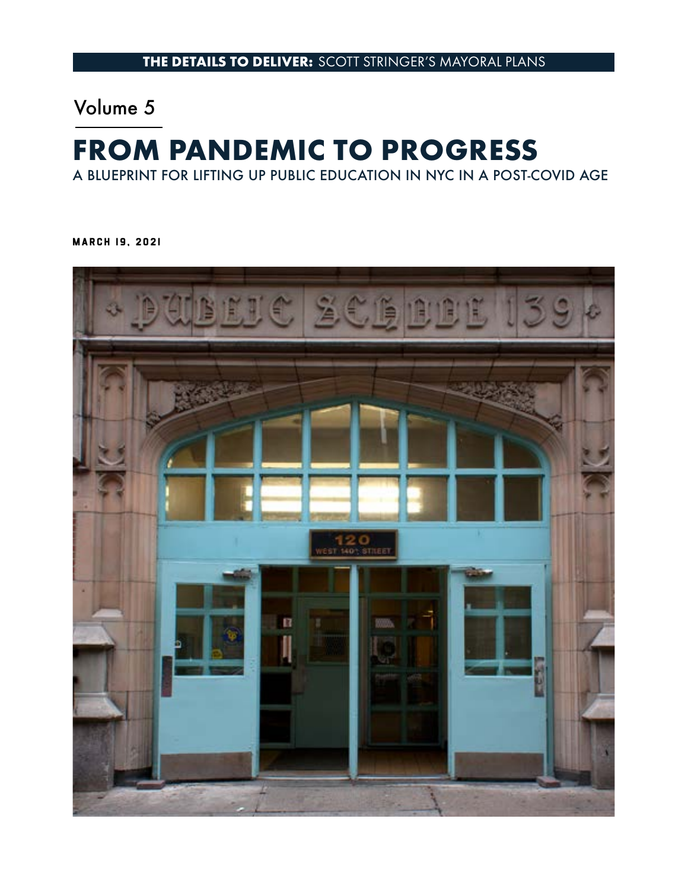**THE DETAILS TO DELIVER:** SCOTT STRINGER'S MAYORAL PLANS

Volume 5

# FROM PANDEMIC TO PROGRESS

A BLUEPRINT FOR LIFTING UP PUBLIC EDUCATION IN NYC IN A POST-COVID AGE

MARCH 19, 2021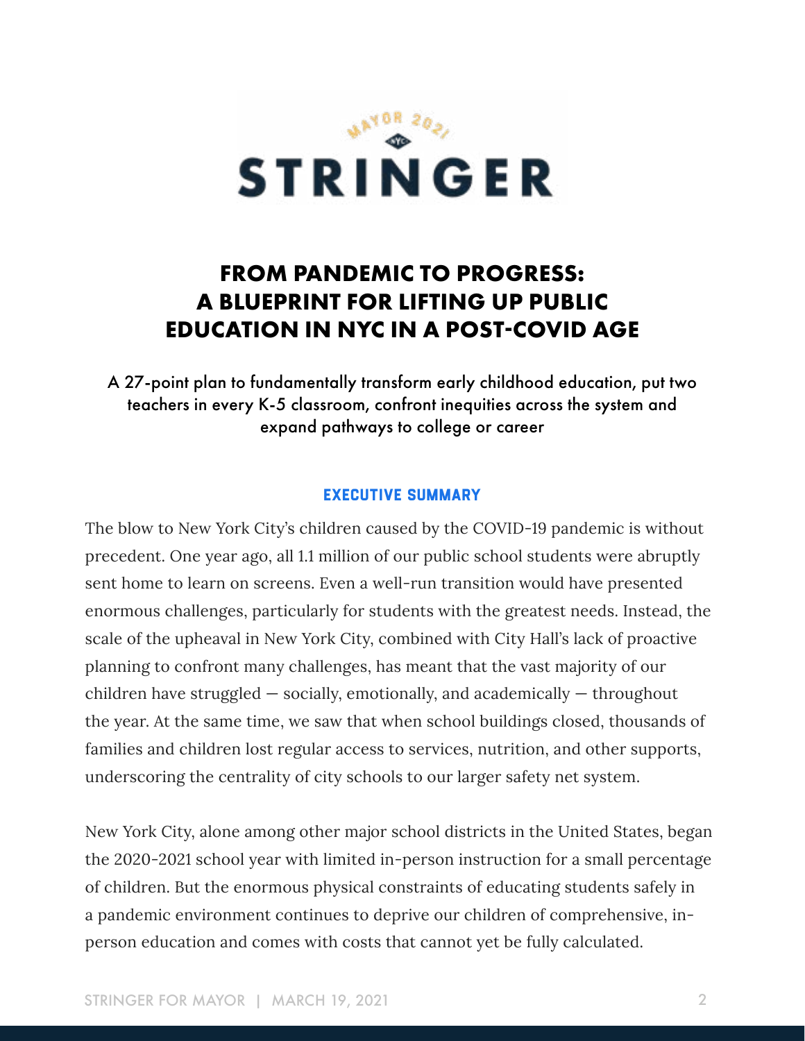MAYOR 2021

STRINGER

# FROM PANDEMIC TO PROGRESS: A BLUEPRINT FOR LIFTING UP PUBLIC EDUCATION IN NYC IN A POST-COVID AGE

A 27-point plan to fundamentally transform early childhood education, put two teachers in every K-5 classroom, confront inequities across the system and expand pathways to college or career

## EXECUTIVE SUMMARY

The blow to New York City's children caused by the COVID-19 pandemic is without precedent. One year ago, all 1.1 million of our public school students were abruptly sent home to learn on screens. Even a well-run transition would have presented enormous challenges, particularly for students with the greatest needs. Instead, the scale of the upheaval in New York City, combined with City Hall's lack of proactive planning to confront many challenges, has meant that the vast majority of our children have struggled — socially, emotionally, and academically — throughout the year. At the same time, we saw that when school buildings closed, thousands of families and children lost regular access to services, nutrition, and other supports, underscoring the centrality of city schools to our larger safety net system.

New York City, alone among other major school districts in the United States, began the 2020-2021 school year with limited in-person instruction for a small percentage of children. But the enormous physical constraints of educating students safely in a pandemic environment continues to deprive our children of comprehensive, in-person education and comes with costs that cannot yet be fully calculated.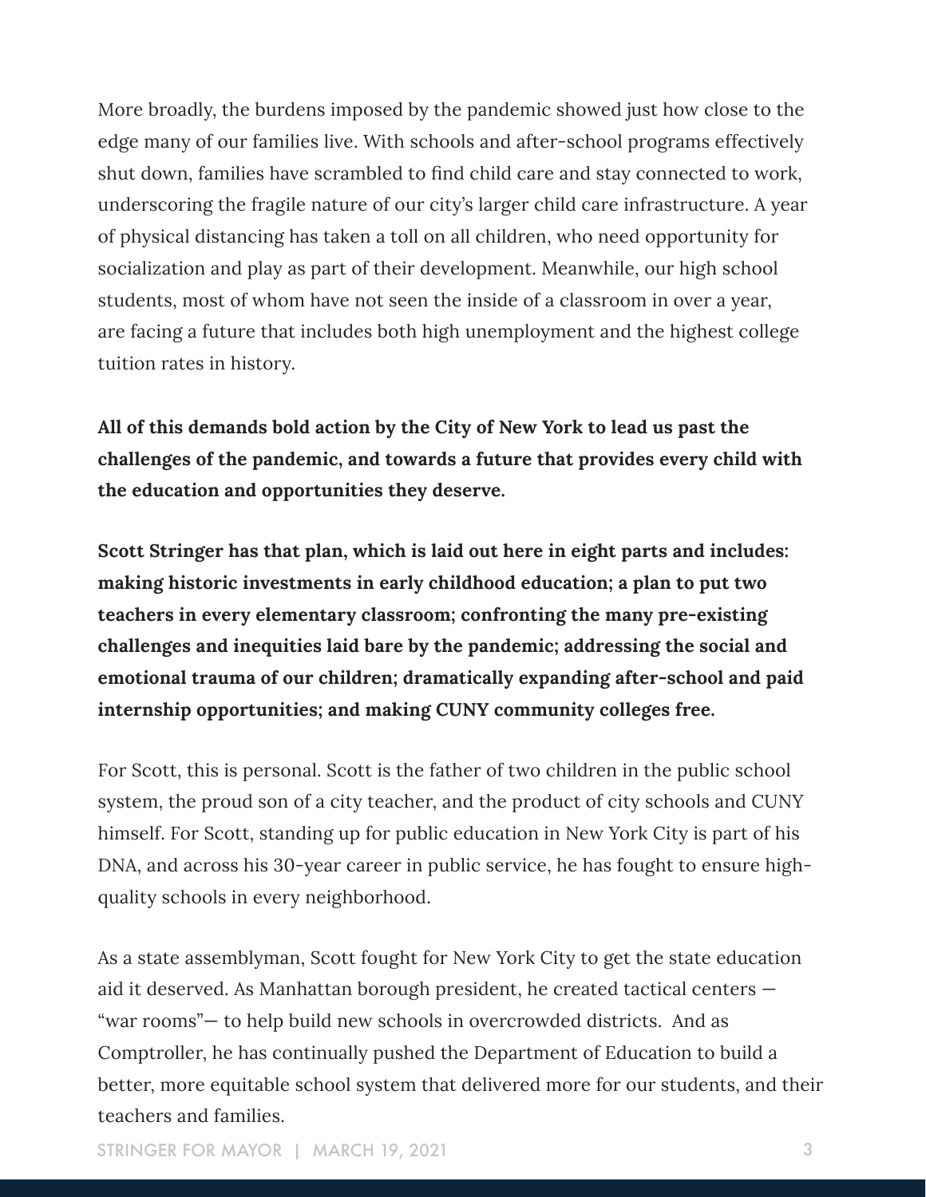More broadly, the burdens imposed by the pandemic showed just how close to the edge many of our families live. With schools and after-school programs effectively shut down, families have scrambled to find child care and stay connected to work, underscoring the fragile nature of our city's larger child care infrastructure. A year of physical distancing has taken a toll on all children, who need opportunity for socialization and play as part of their development. Meanwhile, our high school students, most of whom have not seen the inside of a classroom in over a year, are facing a future that includes both high unemployment and the highest college tuition rates in history.

**All of this demands bold action by the City of New York to lead us past the challenges of the pandemic, and towards a future that provides every child with the education and opportunities they deserve.**

**Scott Stringer has that plan, which is laid out here in eight parts and includes: making historic investments in early childhood education; a plan to put two teachers in every elementary classroom; confronting the many pre-existing challenges and inequities laid bare by the pandemic; addressing the social and emotional trauma of our children; dramatically expanding after-school and paid internship opportunities; and making CUNY community colleges free.**

For Scott, this is personal. Scott is the father of two children in the public school system, the proud son of a city teacher, and the product of city schools and CUNY himself. For Scott, standing up for public education in New York City is part of his DNA, and across his 30-year career in public service, he has fought to ensure high-quality schools in every neighborhood.

As a state assemblyman, Scott fought for New York City to get the state education aid it deserved. As Manhattan borough president, he created tactical centers — "war rooms"— to help build new schools in overcrowded districts. And as Comptroller, he has continually pushed the Department of Education to build a better, more equitable school system that delivered more for our students, and their teachers and families.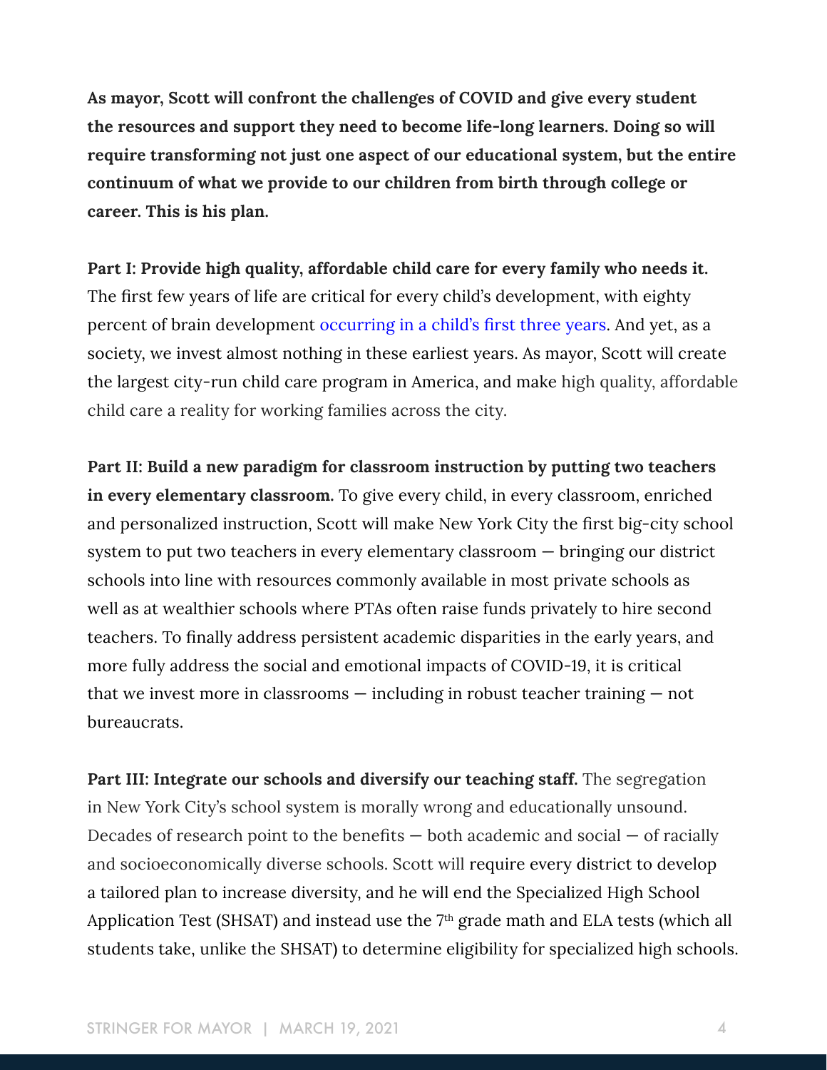**As mayor, Scott will confront the challenges of COVID and give every student the resources and support they need to become life-long learners. Doing so will require transforming not just one aspect of our educational system, but the entire continuum of what we provide to our children from birth through college or career. This is his plan.**

**Part I: Provide high quality, affordable child care for every family who needs it.** The first few years of life are critical for every child's development, with eighty percent of brain development occurring in a child's first three years. And yet, as a society, we invest almost nothing in these earliest years. As mayor, Scott will create the largest city-run child care program in America, and make high quality, affordable child care a reality for working families across the city.

**Part II: Build a new paradigm for classroom instruction by putting two teachers in every elementary classroom.** To give every child, in every classroom, enriched and personalized instruction, Scott will make New York City the first big-city school system to put two teachers in every elementary classroom — bringing our district schools into line with resources commonly available in most private schools as well as at wealthier schools where PTAs often raise funds privately to hire second teachers. To finally address persistent academic disparities in the early years, and more fully address the social and emotional impacts of COVID-19, it is critical that we invest more in classrooms — including in robust teacher training — not bureaucrats.

**Part III: Integrate our schools and diversify our teaching staff.** The segregation in New York City's school system is morally wrong and educationally unsound. Decades of research point to the benefits — both academic and social — of racially and socioeconomically diverse schools. Scott will require every district to develop a tailored plan to increase diversity, and he will end the Specialized High School Application Test (SHSAT) and instead use the 7th grade math and ELA tests (which all students take, unlike the SHSAT) to determine eligibility for specialized high schools.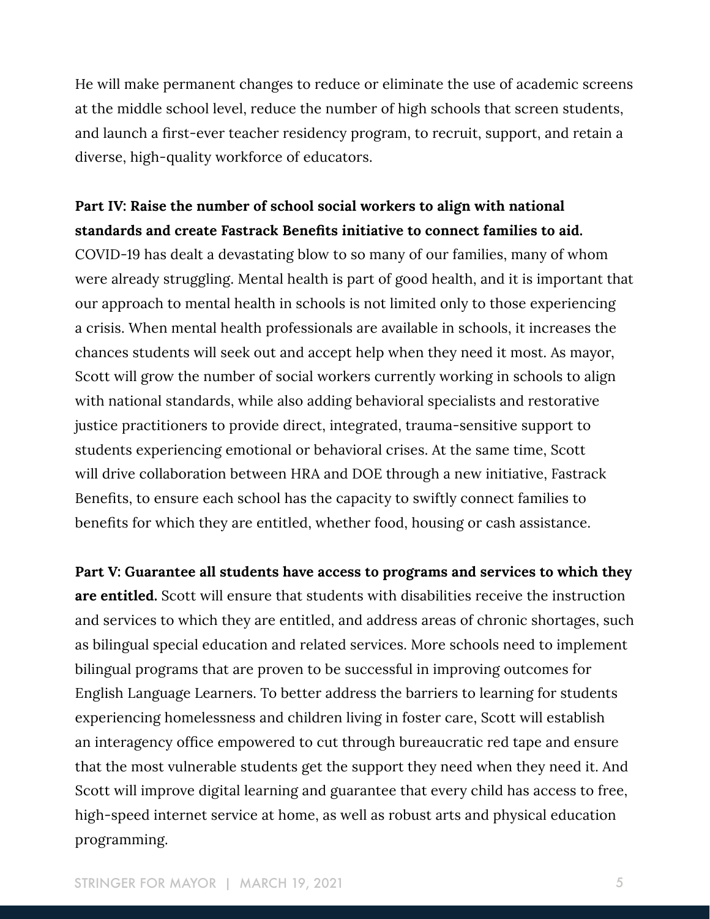He will make permanent changes to reduce or eliminate the use of academic screens at the middle school level, reduce the number of high schools that screen students, and launch a first-ever teacher residency program, to recruit, support, and retain a diverse, high-quality workforce of educators.

**Part IV: Raise the number of school social workers to align with national standards and create Fastrack Benefits initiative to connect families to aid.** COVID-19 has dealt a devastating blow to so many of our families, many of whom were already struggling. Mental health is part of good health, and it is important that our approach to mental health in schools is not limited only to those experiencing a crisis. When mental health professionals are available in schools, it increases the chances students will seek out and accept help when they need it most. As mayor, Scott will grow the number of social workers currently working in schools to align with national standards, while also adding behavioral specialists and restorative justice practitioners to provide direct, integrated, trauma-sensitive support to students experiencing emotional or behavioral crises. At the same time, Scott will drive collaboration between HRA and DOE through a new initiative, Fastrack Benefits, to ensure each school has the capacity to swiftly connect families to benefits for which they are entitled, whether food, housing or cash assistance.

**Part V: Guarantee all students have access to programs and services to which they are entitled.** Scott will ensure that students with disabilities receive the instruction and services to which they are entitled, and address areas of chronic shortages, such as bilingual special education and related services. More schools need to implement bilingual programs that are proven to be successful in improving outcomes for English Language Learners. To better address the barriers to learning for students experiencing homelessness and children living in foster care, Scott will establish an interagency office empowered to cut through bureaucratic red tape and ensure that the most vulnerable students get the support they need when they need it. And Scott will improve digital learning and guarantee that every child has access to free, high-speed internet service at home, as well as robust arts and physical education programming.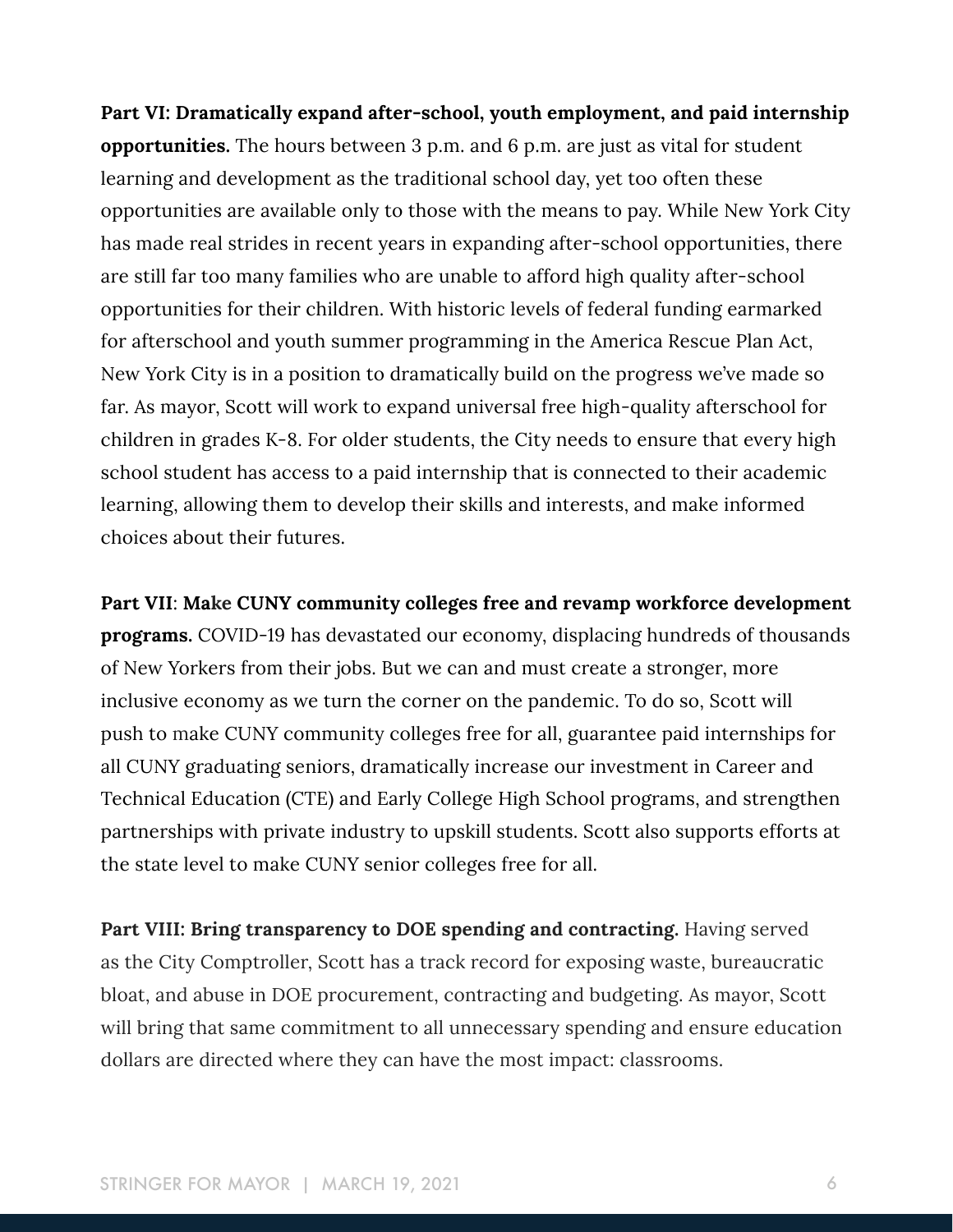**Part VI: Dramatically expand after-school, youth employment, and paid internship opportunities.** The hours between 3 p.m. and 6 p.m. are just as vital for student learning and development as the traditional school day, yet too often these opportunities are available only to those with the means to pay. While New York City has made real strides in recent years in expanding after-school opportunities, there are still far too many families who are unable to afford high quality after-school opportunities for their children. With historic levels of federal funding earmarked for afterschool and youth summer programming in the America Rescue Plan Act, New York City is in a position to dramatically build on the progress we've made so far. As mayor, Scott will work to expand universal free high-quality afterschool for children in grades K-8. For older students, the City needs to ensure that every high school student has access to a paid internship that is connected to their academic learning, allowing them to develop their skills and interests, and make informed choices about their futures.

**Part VII**: **Make CUNY community colleges free and revamp workforce development programs.** COVID-19 has devastated our economy, displacing hundreds of thousands of New Yorkers from their jobs. But we can and must create a stronger, more inclusive economy as we turn the corner on the pandemic. To do so, Scott will push to make CUNY community colleges free for all, guarantee paid internships for all CUNY graduating seniors, dramatically increase our investment in Career and Technical Education (CTE) and Early College High School programs, and strengthen partnerships with private industry to upskill students. Scott also supports efforts at the state level to make CUNY senior colleges free for all.

**Part VIII: Bring transparency to DOE spending and contracting.** Having served as the City Comptroller, Scott has a track record for exposing waste, bureaucratic bloat, and abuse in DOE procurement, contracting and budgeting. As mayor, Scott will bring that same commitment to all unnecessary spending and ensure education dollars are directed where they can have the most impact: classrooms.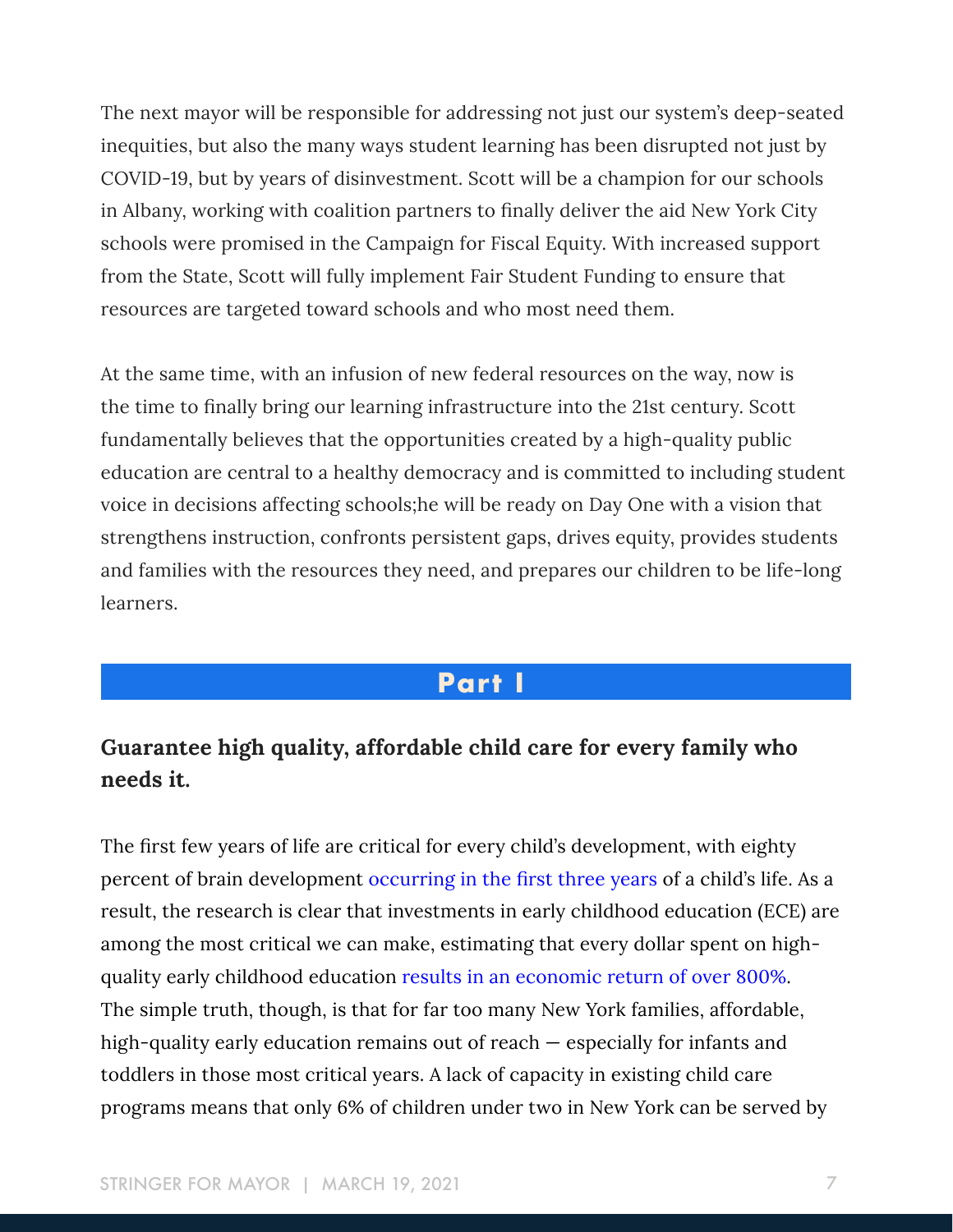The next mayor will be responsible for addressing not just our system's deep-seated inequities, but also the many ways student learning has been disrupted not just by COVID-19, but by years of disinvestment. Scott will be a champion for our schools in Albany, working with coalition partners to finally deliver the aid New York City schools were promised in the Campaign for Fiscal Equity. With increased support from the State, Scott will fully implement Fair Student Funding to ensure that resources are targeted toward schools and who most need them.

At the same time, with an infusion of new federal resources on the way, now is the time to finally bring our learning infrastructure into the 21st century. Scott fundamentally believes that the opportunities created by a high-quality public education are central to a healthy democracy and is committed to including student voice in decisions affecting schools;he will be ready on Day One with a vision that strengthens instruction, confronts persistent gaps, drives equity, provides students and families with the resources they need, and prepares our children to be life-long learners.

## Part I

### Guarantee high quality, affordable child care for every family who needs it.

The first few years of life are critical for every child's development, with eighty percent of brain development occurring in the first three years of a child's life. As a result, the research is clear that investments in early childhood education (ECE) are among the most critical we can make, estimating that every dollar spent on high-quality early childhood education results in an economic return of over 800%. The simple truth, though, is that for far too many New York families, affordable, high-quality early education remains out of reach — especially for infants and toddlers in those most critical years. A lack of capacity in existing child care programs means that only 6% of children under two in New York can be served by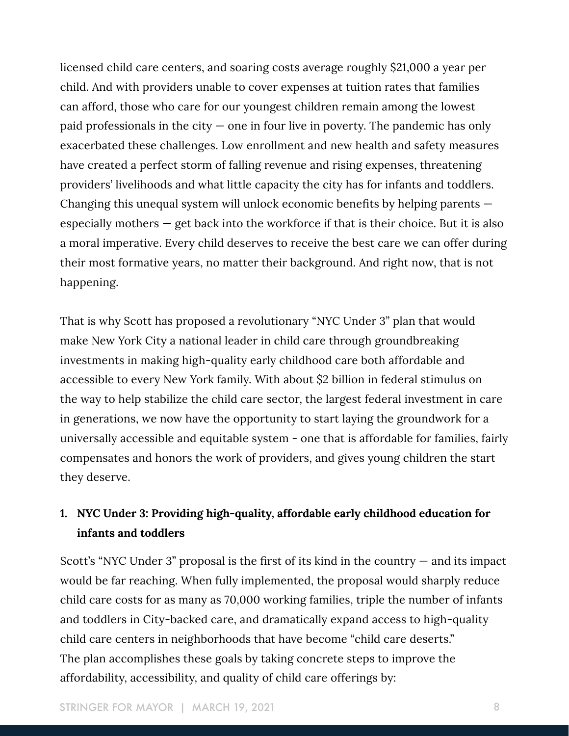licensed child care centers, and soaring costs average roughly $21,000 a year per child. And with providers unable to cover expenses at tuition rates that families can afford, those who care for our youngest children remain among the lowest paid professionals in the city — one in four live in poverty. The pandemic has only exacerbated these challenges. Low enrollment and new health and safety measures have created a perfect storm of falling revenue and rising expenses, threatening providers' livelihoods and what little capacity the city has for infants and toddlers. Changing this unequal system will unlock economic benefits by helping parents — especially mothers — get back into the workforce if that is their choice. But it is also a moral imperative. Every child deserves to receive the best care we can offer during their most formative years, no matter their background. And right now, that is not happening.

That is why Scott has proposed a revolutionary "NYC Under 3" plan that would make New York City a national leader in child care through groundbreaking investments in making high-quality early childhood care both affordable and accessible to every New York family. With about $2 billion in federal stimulus on the way to help stabilize the child care sector, the largest federal investment in care in generations, we now have the opportunity to start laying the groundwork for a universally accessible and equitable system - one that is affordable for families, fairly compensates and honors the work of providers, and gives young children the start they deserve.

1. **NYC Under 3: Providing high-quality, affordable early childhood education for infants and toddlers**

Scott's "NYC Under 3" proposal is the first of its kind in the country — and its impact would be far reaching. When fully implemented, the proposal would sharply reduce child care costs for as many as 70,000 working families, triple the number of infants and toddlers in City-backed care, and dramatically expand access to high-quality child care centers in neighborhoods that have become "child care deserts." The plan accomplishes these goals by taking concrete steps to improve the affordability, accessibility, and quality of child care offerings by: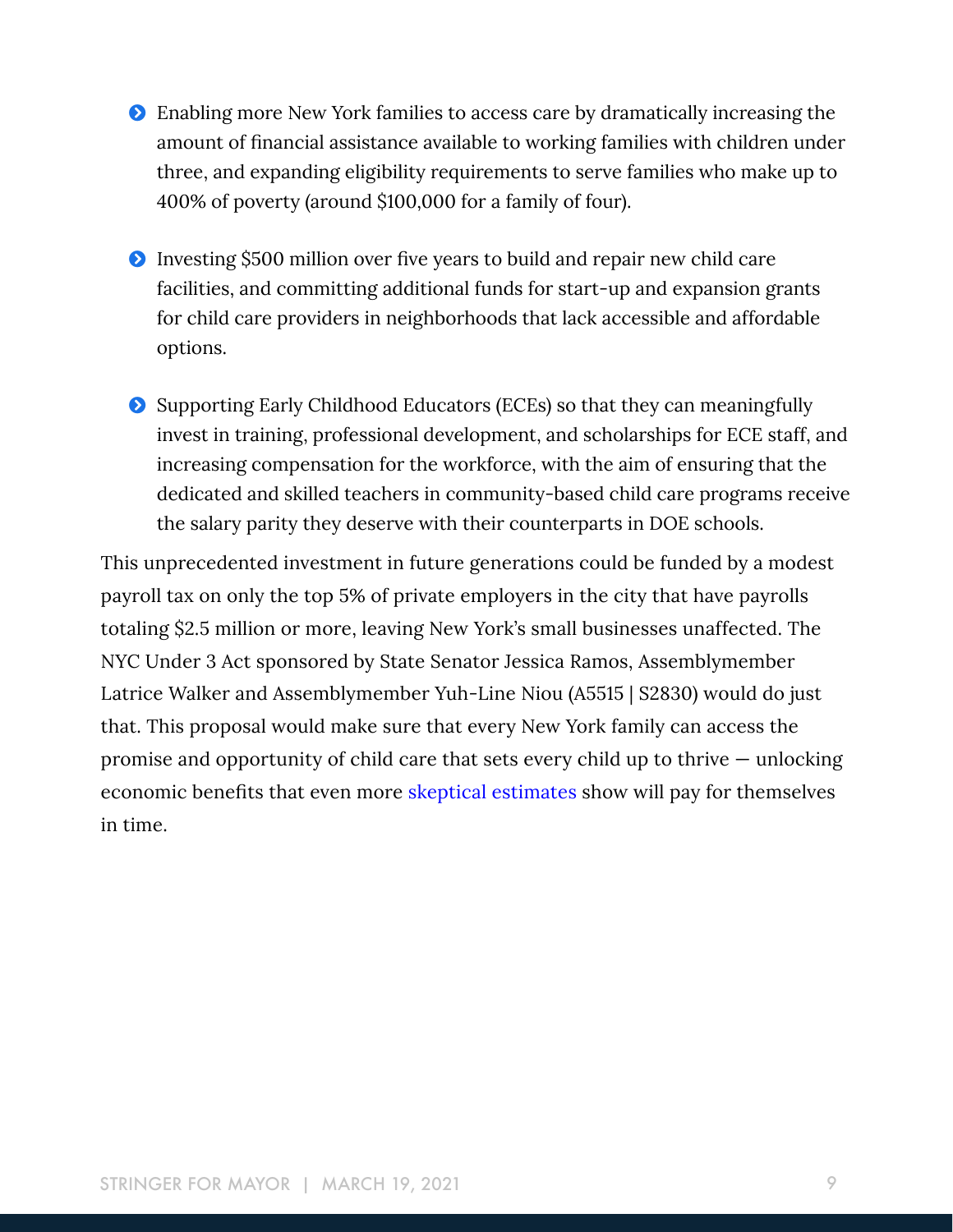- Enabling more New York families to access care by dramatically increasing the amount of financial assistance available to working families with children under three, and expanding eligibility requirements to serve families who make up to 400% of poverty (around $100,000 for a family of four).

- Investing $500 million over five years to build and repair new child care facilities, and committing additional funds for start-up and expansion grants for child care providers in neighborhoods that lack accessible and affordable options.

- Supporting Early Childhood Educators (ECEs) so that they can meaningfully invest in training, professional development, and scholarships for ECE staff, and increasing compensation for the workforce, with the aim of ensuring that the dedicated and skilled teachers in community-based child care programs receive the salary parity they deserve with their counterparts in DOE schools.

This unprecedented investment in future generations could be funded by a modest payroll tax on only the top 5% of private employers in the city that have payrolls totaling $2.5 million or more, leaving New York's small businesses unaffected. The NYC Under 3 Act sponsored by State Senator Jessica Ramos, Assemblymember Latrice Walker and Assemblymember Yuh-Line Niou (A5515 | S2830) would do just that. This proposal would make sure that every New York family can access the promise and opportunity of child care that sets every child up to thrive — unlocking economic benefits that even more skeptical estimates show will pay for themselves in time.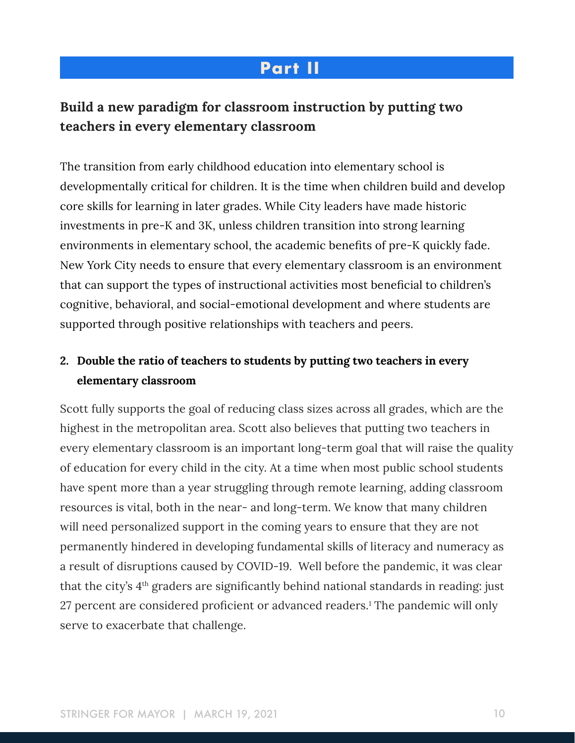# Part II

## Build a new paradigm for classroom instruction by putting two teachers in every elementary classroom

The transition from early childhood education into elementary school is developmentally critical for children. It is the time when children build and develop core skills for learning in later grades. While City leaders have made historic investments in pre-K and 3K, unless children transition into strong learning environments in elementary school, the academic benefits of pre-K quickly fade. New York City needs to ensure that every elementary classroom is an environment that can support the types of instructional activities most beneficial to children's cognitive, behavioral, and social-emotional development and where students are supported through positive relationships with teachers and peers.

### 2. Double the ratio of teachers to students by putting two teachers in every elementary classroom

Scott fully supports the goal of reducing class sizes across all grades, which are the highest in the metropolitan area. Scott also believes that putting two teachers in every elementary classroom is an important long-term goal that will raise the quality of education for every child in the city. At a time when most public school students have spent more than a year struggling through remote learning, adding classroom resources is vital, both in the near- and long-term. We know that many children will need personalized support in the coming years to ensure that they are not permanently hindered in developing fundamental skills of literacy and numeracy as a result of disruptions caused by COVID-19. Well before the pandemic, it was clear that the city's 4th graders are significantly behind national standards in reading: just 27 percent are considered proficient or advanced readers.[1] The pandemic will only serve to exacerbate that challenge.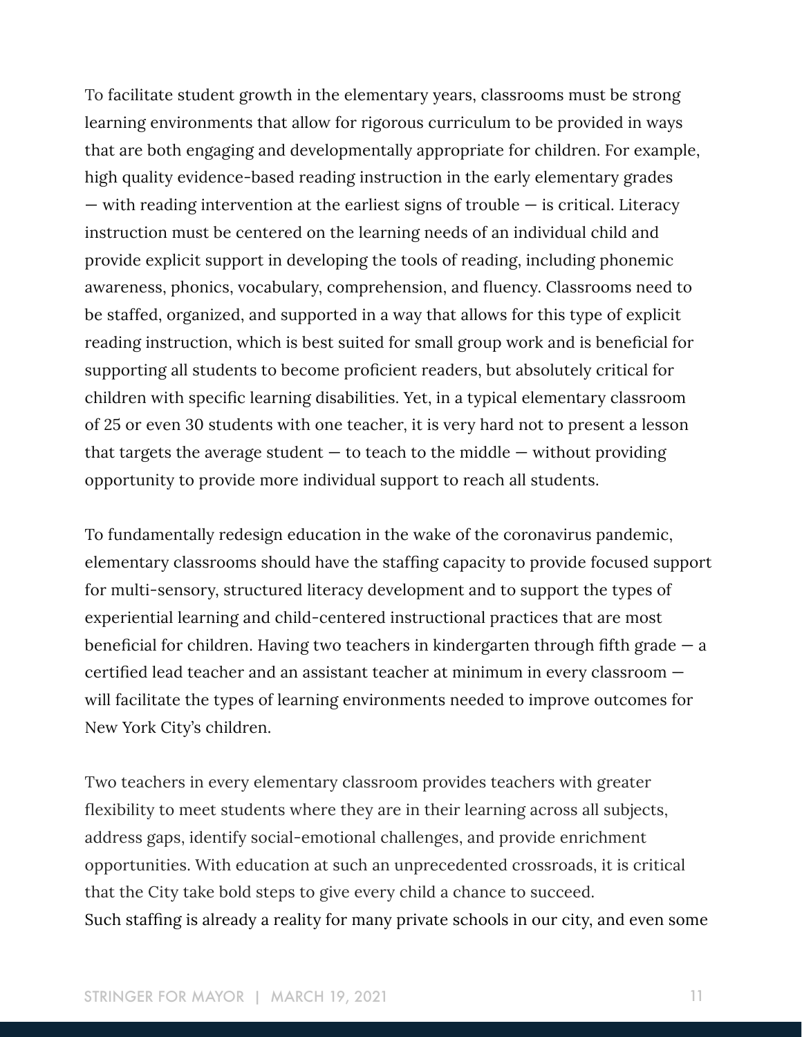To facilitate student growth in the elementary years, classrooms must be strong learning environments that allow for rigorous curriculum to be provided in ways that are both engaging and developmentally appropriate for children. For example, high quality evidence-based reading instruction in the early elementary grades — with reading intervention at the earliest signs of trouble — is critical. Literacy instruction must be centered on the learning needs of an individual child and provide explicit support in developing the tools of reading, including phonemic awareness, phonics, vocabulary, comprehension, and fluency. Classrooms need to be staffed, organized, and supported in a way that allows for this type of explicit reading instruction, which is best suited for small group work and is beneficial for supporting all students to become proficient readers, but absolutely critical for children with specific learning disabilities. Yet, in a typical elementary classroom of 25 or even 30 students with one teacher, it is very hard not to present a lesson that targets the average student — to teach to the middle — without providing opportunity to provide more individual support to reach all students.

To fundamentally redesign education in the wake of the coronavirus pandemic, elementary classrooms should have the staffing capacity to provide focused support for multi-sensory, structured literacy development and to support the types of experiential learning and child-centered instructional practices that are most beneficial for children. Having two teachers in kindergarten through fifth grade — a certified lead teacher and an assistant teacher at minimum in every classroom — will facilitate the types of learning environments needed to improve outcomes for New York City's children.

Two teachers in every elementary classroom provides teachers with greater flexibility to meet students where they are in their learning across all subjects, address gaps, identify social-emotional challenges, and provide enrichment opportunities. With education at such an unprecedented crossroads, it is critical that the City take bold steps to give every child a chance to succeed.
Such staffing is already a reality for many private schools in our city, and even some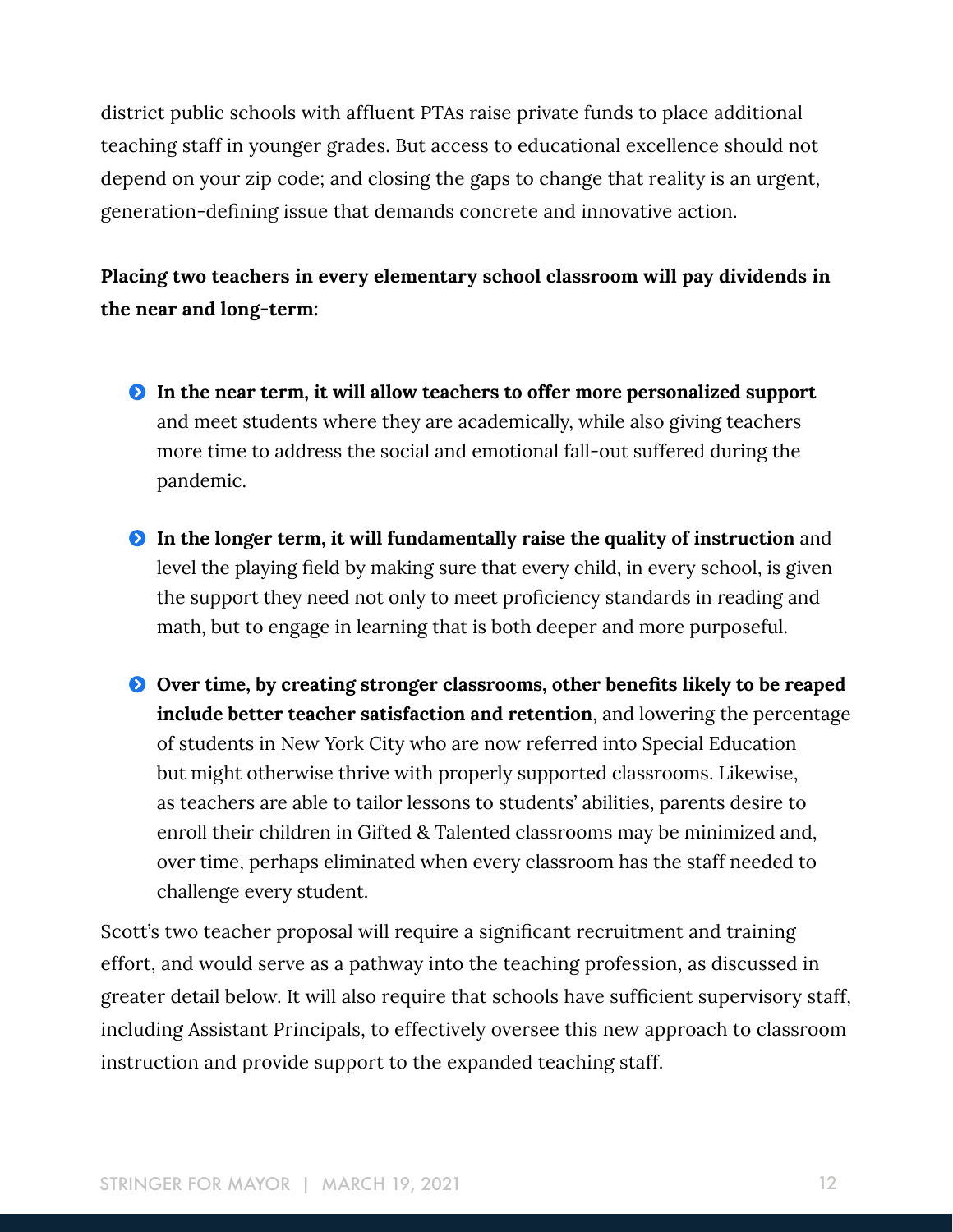district public schools with affluent PTAs raise private funds to place additional teaching staff in younger grades. But access to educational excellence should not depend on your zip code; and closing the gaps to change that reality is an urgent, generation-defining issue that demands concrete and innovative action.

**Placing two teachers in every elementary school classroom will pay dividends in the near and long-term:**

- **In the near term, it will allow teachers to offer more personalized support** and meet students where they are academically, while also giving teachers more time to address the social and emotional fall-out suffered during the pandemic.

- **In the longer term, it will fundamentally raise the quality of instruction** and level the playing field by making sure that every child, in every school, is given the support they need not only to meet proficiency standards in reading and math, but to engage in learning that is both deeper and more purposeful.

- **Over time, by creating stronger classrooms, other benefits likely to be reaped include better teacher satisfaction and retention**, and lowering the percentage of students in New York City who are now referred into Special Education but might otherwise thrive with properly supported classrooms. Likewise, as teachers are able to tailor lessons to students' abilities, parents desire to enroll their children in Gifted & Talented classrooms may be minimized and, over time, perhaps eliminated when every classroom has the staff needed to challenge every student.

Scott's two teacher proposal will require a significant recruitment and training effort, and would serve as a pathway into the teaching profession, as discussed in greater detail below. It will also require that schools have sufficient supervisory staff, including Assistant Principals, to effectively oversee this new approach to classroom instruction and provide support to the expanded teaching staff.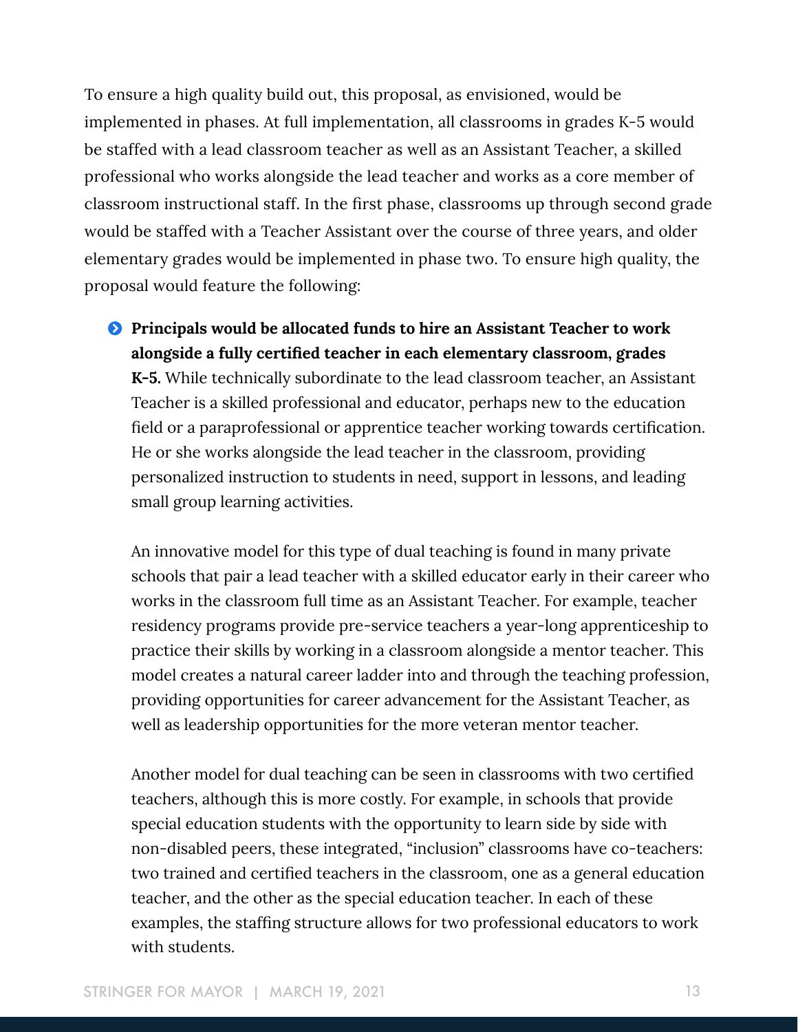To ensure a high quality build out, this proposal, as envisioned, would be implemented in phases. At full implementation, all classrooms in grades K-5 would be staffed with a lead classroom teacher as well as an Assistant Teacher, a skilled professional who works alongside the lead teacher and works as a core member of classroom instructional staff. In the first phase, classrooms up through second grade would be staffed with a Teacher Assistant over the course of three years, and older elementary grades would be implemented in phase two. To ensure high quality, the proposal would feature the following:

- **Principals would be allocated funds to hire an Assistant Teacher to work alongside a fully certified teacher in each elementary classroom, grades K-5.** While technically subordinate to the lead classroom teacher, an Assistant Teacher is a skilled professional and educator, perhaps new to the education field or a paraprofessional or apprentice teacher working towards certification. He or she works alongside the lead teacher in the classroom, providing personalized instruction to students in need, support in lessons, and leading small group learning activities.

  An innovative model for this type of dual teaching is found in many private schools that pair a lead teacher with a skilled educator early in their career who works in the classroom full time as an Assistant Teacher. For example, teacher residency programs provide pre-service teachers a year-long apprenticeship to practice their skills by working in a classroom alongside a mentor teacher. This model creates a natural career ladder into and through the teaching profession, providing opportunities for career advancement for the Assistant Teacher, as well as leadership opportunities for the more veteran mentor teacher.

  Another model for dual teaching can be seen in classrooms with two certified teachers, although this is more costly. For example, in schools that provide special education students with the opportunity to learn side by side with non-disabled peers, these integrated, "inclusion" classrooms have co-teachers: two trained and certified teachers in the classroom, one as a general education teacher, and the other as the special education teacher. In each of these examples, the staffing structure allows for two professional educators to work with students.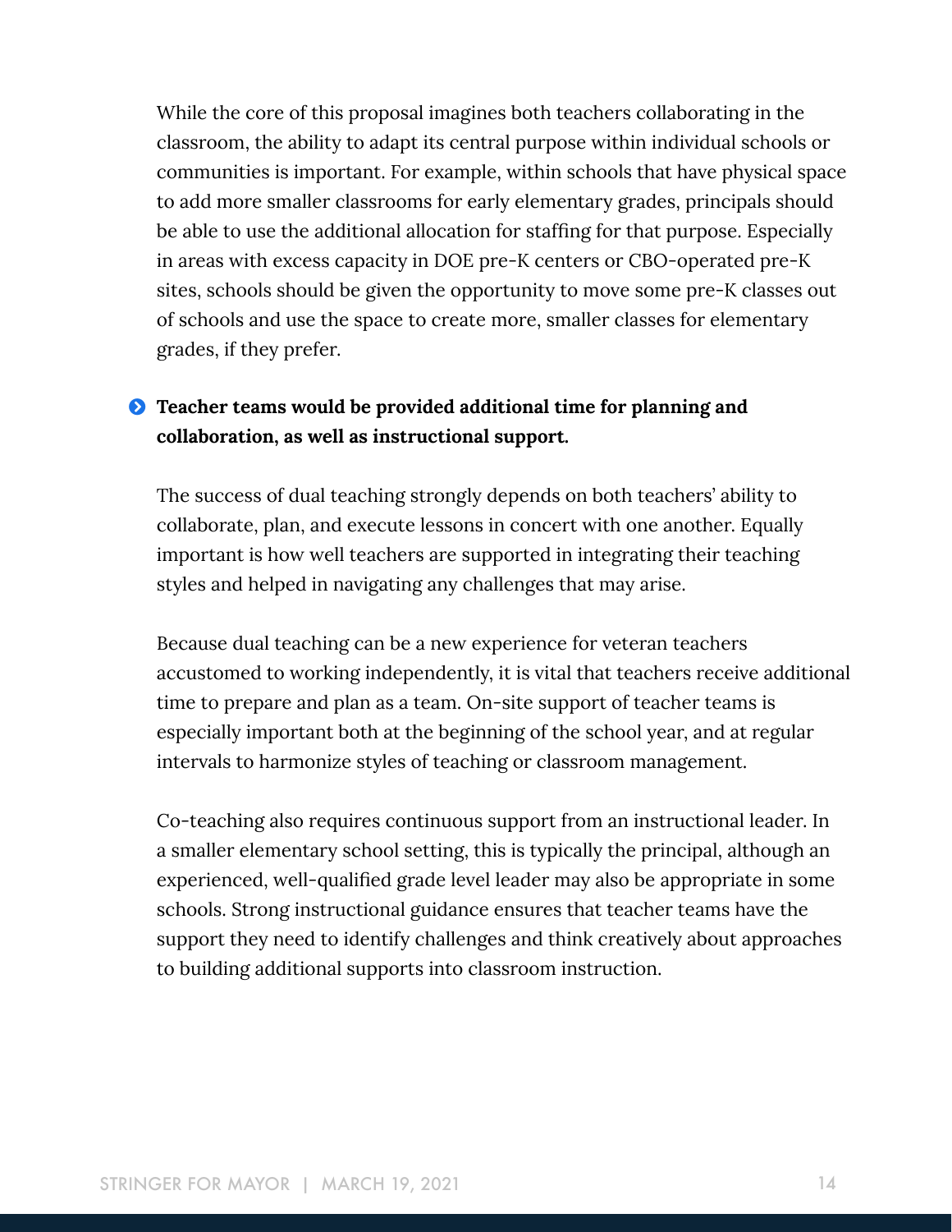While the core of this proposal imagines both teachers collaborating in the classroom, the ability to adapt its central purpose within individual schools or communities is important. For example, within schools that have physical space to add more smaller classrooms for early elementary grades, principals should be able to use the additional allocation for staffing for that purpose. Especially in areas with excess capacity in DOE pre-K centers or CBO-operated pre-K sites, schools should be given the opportunity to move some pre-K classes out of schools and use the space to create more, smaller classes for elementary grades, if they prefer.

- **Teacher teams would be provided additional time for planning and collaboration, as well as instructional support.**

The success of dual teaching strongly depends on both teachers' ability to collaborate, plan, and execute lessons in concert with one another. Equally important is how well teachers are supported in integrating their teaching styles and helped in navigating any challenges that may arise.

Because dual teaching can be a new experience for veteran teachers accustomed to working independently, it is vital that teachers receive additional time to prepare and plan as a team. On-site support of teacher teams is especially important both at the beginning of the school year, and at regular intervals to harmonize styles of teaching or classroom management.

Co-teaching also requires continuous support from an instructional leader. In a smaller elementary school setting, this is typically the principal, although an experienced, well-qualified grade level leader may also be appropriate in some schools. Strong instructional guidance ensures that teacher teams have the support they need to identify challenges and think creatively about approaches to building additional supports into classroom instruction.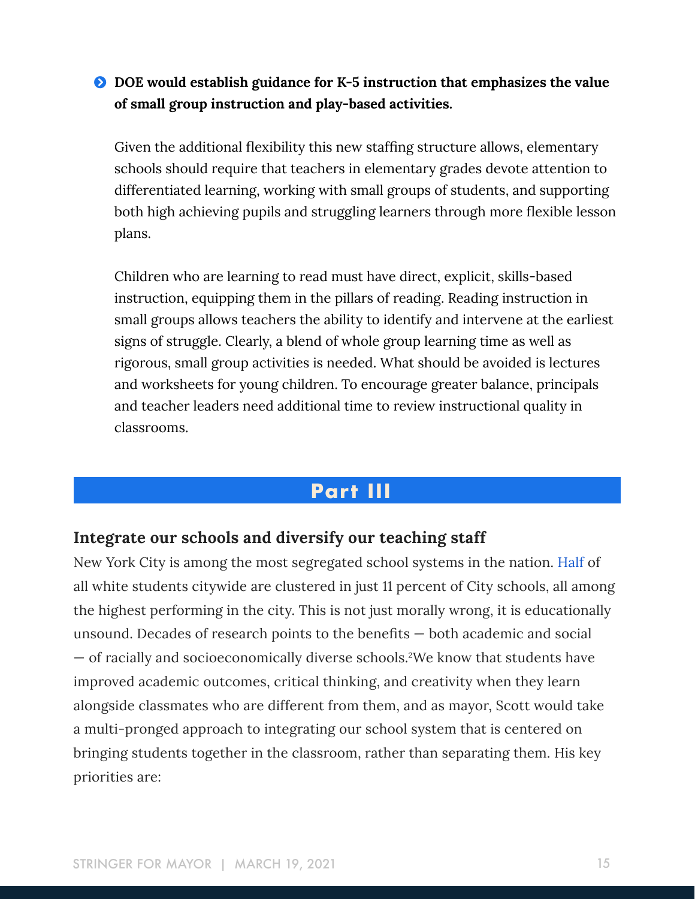- **DOE would establish guidance for K-5 instruction that emphasizes the value of small group instruction and play-based activities.**

  Given the additional flexibility this new staffing structure allows, elementary schools should require that teachers in elementary grades devote attention to differentiated learning, working with small groups of students, and supporting both high achieving pupils and struggling learners through more flexible lesson plans.

  Children who are learning to read must have direct, explicit, skills-based instruction, equipping them in the pillars of reading. Reading instruction in small groups allows teachers the ability to identify and intervene at the earliest signs of struggle. Clearly, a blend of whole group learning time as well as rigorous, small group activities is needed. What should be avoided is lectures and worksheets for young children. To encourage greater balance, principals and teacher leaders need additional time to review instructional quality in classrooms.

# Part III

## Integrate our schools and diversify our teaching staff

New York City is among the most segregated school systems in the nation. Half of all white students citywide are clustered in just 11 percent of City schools, all among the highest performing in the city. This is not just morally wrong, it is educationally unsound. Decades of research points to the benefits — both academic and social — of racially and socioeconomically diverse schools.[2] We know that students have improved academic outcomes, critical thinking, and creativity when they learn alongside classmates who are different from them, and as mayor, Scott would take a multi-pronged approach to integrating our school system that is centered on bringing students together in the classroom, rather than separating them. His key priorities are: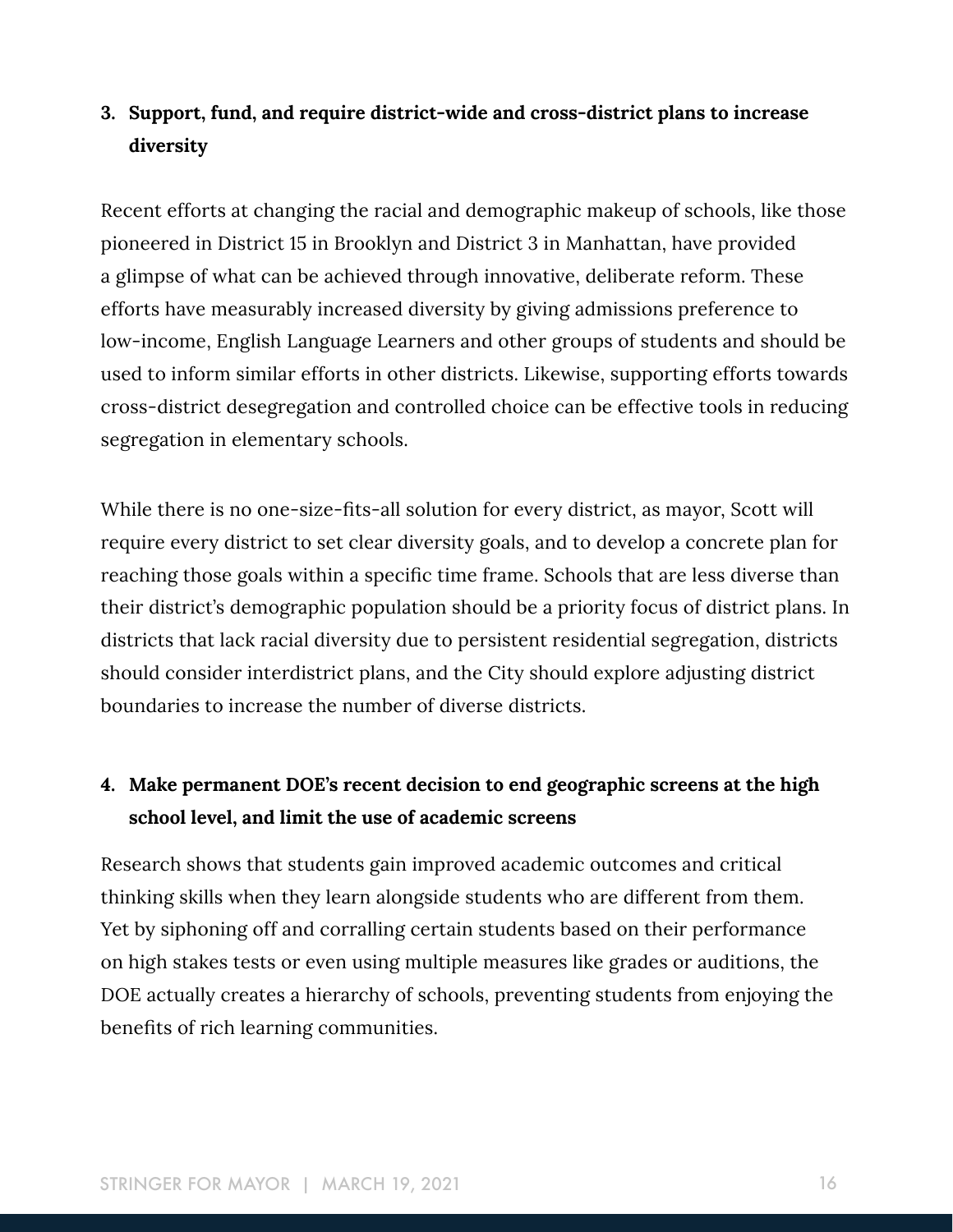3. **Support, fund, and require district-wide and cross-district plans to increase diversity**

Recent efforts at changing the racial and demographic makeup of schools, like those pioneered in District 15 in Brooklyn and District 3 in Manhattan, have provided a glimpse of what can be achieved through innovative, deliberate reform. These efforts have measurably increased diversity by giving admissions preference to low-income, English Language Learners and other groups of students and should be used to inform similar efforts in other districts. Likewise, supporting efforts towards cross-district desegregation and controlled choice can be effective tools in reducing segregation in elementary schools.

While there is no one-size-fits-all solution for every district, as mayor, Scott will require every district to set clear diversity goals, and to develop a concrete plan for reaching those goals within a specific time frame. Schools that are less diverse than their district's demographic population should be a priority focus of district plans. In districts that lack racial diversity due to persistent residential segregation, districts should consider interdistrict plans, and the City should explore adjusting district boundaries to increase the number of diverse districts.

4. **Make permanent DOE's recent decision to end geographic screens at the high school level, and limit the use of academic screens**

Research shows that students gain improved academic outcomes and critical thinking skills when they learn alongside students who are different from them. Yet by siphoning off and corralling certain students based on their performance on high stakes tests or even using multiple measures like grades or auditions, the DOE actually creates a hierarchy of schools, preventing students from enjoying the benefits of rich learning communities.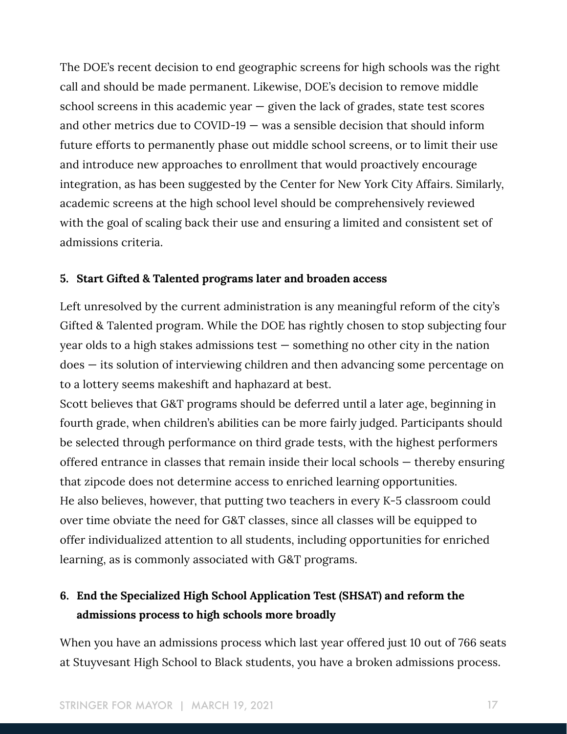The DOE's recent decision to end geographic screens for high schools was the right call and should be made permanent. Likewise, DOE's decision to remove middle school screens in this academic year — given the lack of grades, state test scores and other metrics due to COVID-19 — was a sensible decision that should inform future efforts to permanently phase out middle school screens, or to limit their use and introduce new approaches to enrollment that would proactively encourage integration, as has been suggested by the Center for New York City Affairs. Similarly, academic screens at the high school level should be comprehensively reviewed with the goal of scaling back their use and ensuring a limited and consistent set of admissions criteria.

**5. Start Gifted & Talented programs later and broaden access**

Left unresolved by the current administration is any meaningful reform of the city's Gifted & Talented program. While the DOE has rightly chosen to stop subjecting four year olds to a high stakes admissions test — something no other city in the nation does — its solution of interviewing children and then advancing some percentage on to a lottery seems makeshift and haphazard at best.

Scott believes that G&T programs should be deferred until a later age, beginning in fourth grade, when children's abilities can be more fairly judged. Participants should be selected through performance on third grade tests, with the highest performers offered entrance in classes that remain inside their local schools — thereby ensuring that zipcode does not determine access to enriched learning opportunities.

He also believes, however, that putting two teachers in every K-5 classroom could over time obviate the need for G&T classes, since all classes will be equipped to offer individualized attention to all students, including opportunities for enriched learning, as is commonly associated with G&T programs.

**6. End the Specialized High School Application Test (SHSAT) and reform the admissions process to high schools more broadly**

When you have an admissions process which last year offered just 10 out of 766 seats at Stuyvesant High School to Black students, you have a broken admissions process.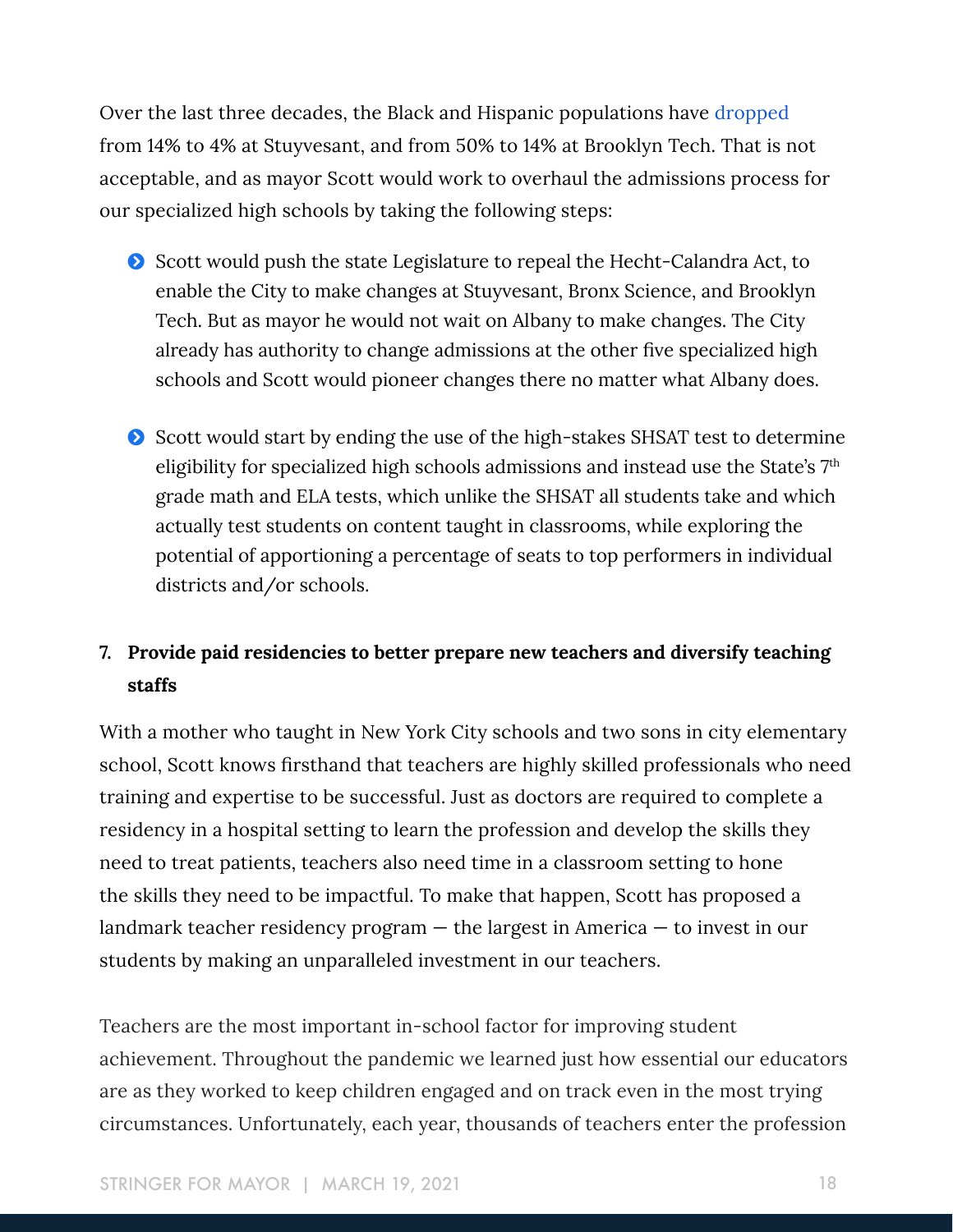Over the last three decades, the Black and Hispanic populations have dropped from 14% to 4% at Stuyvesant, and from 50% to 14% at Brooklyn Tech. That is not acceptable, and as mayor Scott would work to overhaul the admissions process for our specialized high schools by taking the following steps:

- Scott would push the state Legislature to repeal the Hecht-Calandra Act, to enable the City to make changes at Stuyvesant, Bronx Science, and Brooklyn Tech. But as mayor he would not wait on Albany to make changes. The City already has authority to change admissions at the other five specialized high schools and Scott would pioneer changes there no matter what Albany does.

- Scott would start by ending the use of the high-stakes SHSAT test to determine eligibility for specialized high schools admissions and instead use the State's 7th grade math and ELA tests, which unlike the SHSAT all students take and which actually test students on content taught in classrooms, while exploring the potential of apportioning a percentage of seats to top performers in individual districts and/or schools.

7. **Provide paid residencies to better prepare new teachers and diversify teaching staffs**

With a mother who taught in New York City schools and two sons in city elementary school, Scott knows firsthand that teachers are highly skilled professionals who need training and expertise to be successful. Just as doctors are required to complete a residency in a hospital setting to learn the profession and develop the skills they need to treat patients, teachers also need time in a classroom setting to hone the skills they need to be impactful. To make that happen, Scott has proposed a landmark teacher residency program — the largest in America — to invest in our students by making an unparalleled investment in our teachers.

Teachers are the most important in-school factor for improving student achievement. Throughout the pandemic we learned just how essential our educators are as they worked to keep children engaged and on track even in the most trying circumstances. Unfortunately, each year, thousands of teachers enter the profession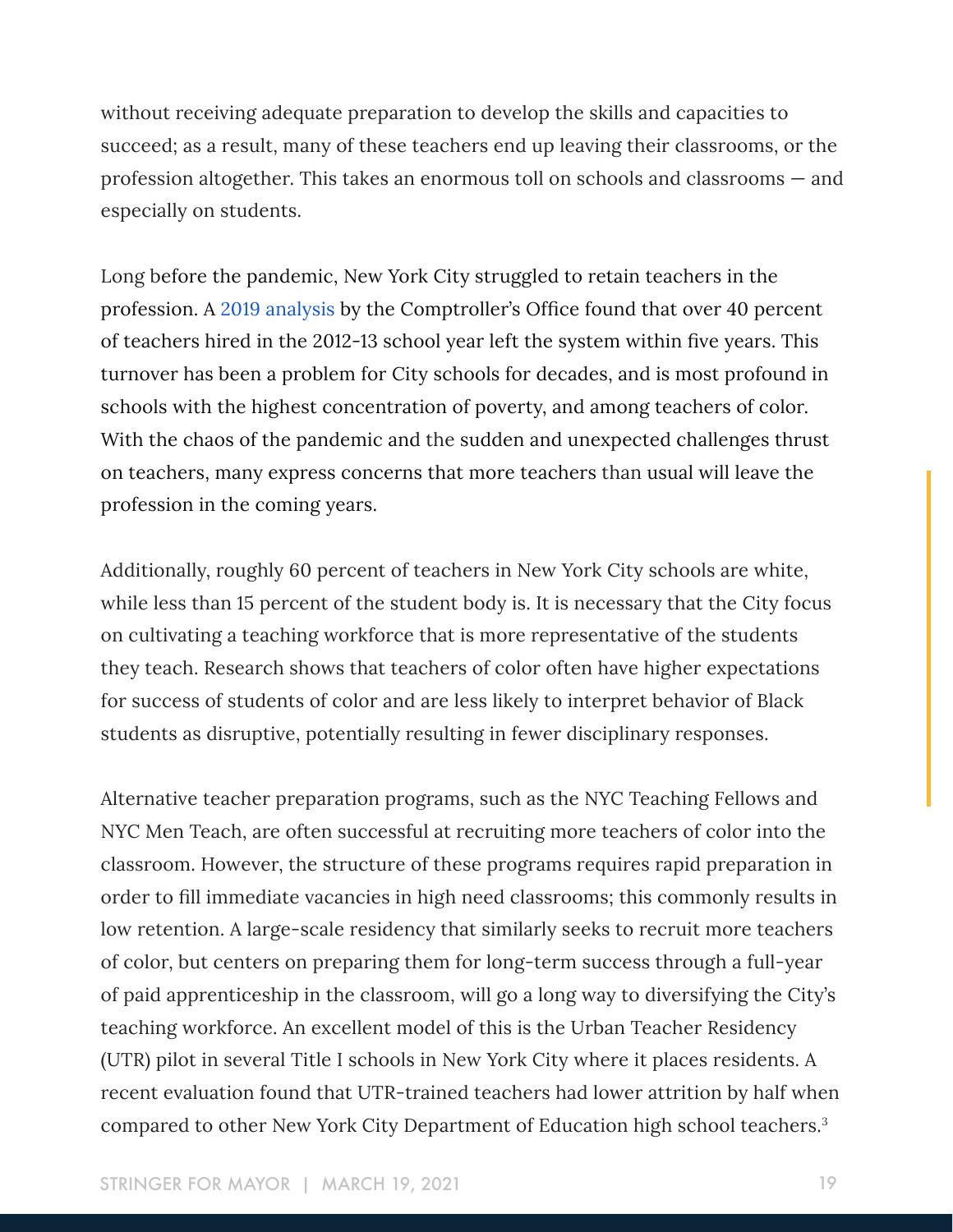without receiving adequate preparation to develop the skills and capacities to succeed; as a result, many of these teachers end up leaving their classrooms, or the profession altogether. This takes an enormous toll on schools and classrooms — and especially on students.

Long before the pandemic, New York City struggled to retain teachers in the profession. A 2019 analysis by the Comptroller's Office found that over 40 percent of teachers hired in the 2012-13 school year left the system within five years. This turnover has been a problem for City schools for decades, and is most profound in schools with the highest concentration of poverty, and among teachers of color. With the chaos of the pandemic and the sudden and unexpected challenges thrust on teachers, many express concerns that more teachers than usual will leave the profession in the coming years.

Additionally, roughly 60 percent of teachers in New York City schools are white, while less than 15 percent of the student body is. It is necessary that the City focus on cultivating a teaching workforce that is more representative of the students they teach. Research shows that teachers of color often have higher expectations for success of students of color and are less likely to interpret behavior of Black students as disruptive, potentially resulting in fewer disciplinary responses.

Alternative teacher preparation programs, such as the NYC Teaching Fellows and NYC Men Teach, are often successful at recruiting more teachers of color into the classroom. However, the structure of these programs requires rapid preparation in order to fill immediate vacancies in high need classrooms; this commonly results in low retention. A large-scale residency that similarly seeks to recruit more teachers of color, but centers on preparing them for long-term success through a full-year of paid apprenticeship in the classroom, will go a long way to diversifying the City's teaching workforce. An excellent model of this is the Urban Teacher Residency (UTR) pilot in several Title I schools in New York City where it places residents. A recent evaluation found that UTR-trained teachers had lower attrition by half when compared to other New York City Department of Education high school teachers.[3]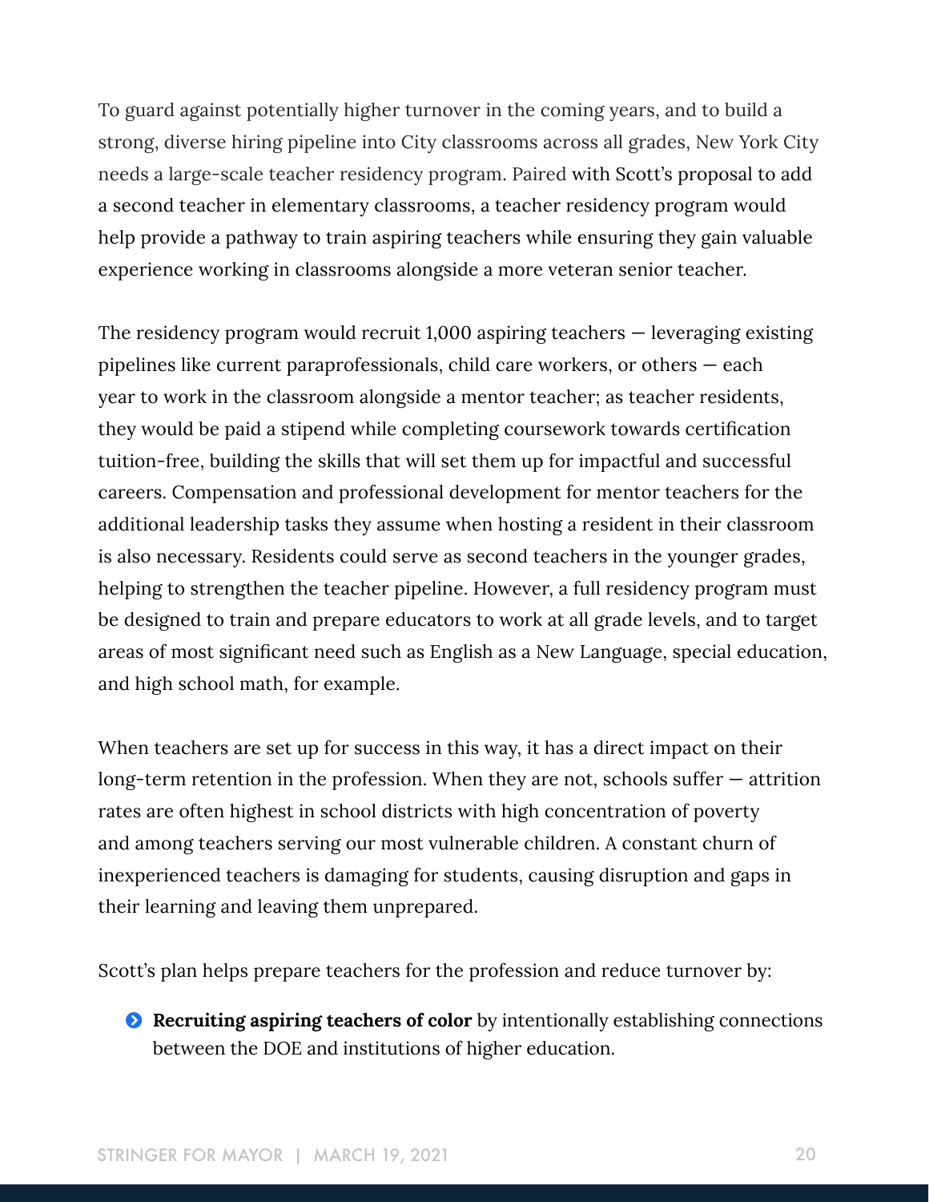To guard against potentially higher turnover in the coming years, and to build a strong, diverse hiring pipeline into City classrooms across all grades, New York City needs a large-scale teacher residency program. Paired with Scott's proposal to add a second teacher in elementary classrooms, a teacher residency program would help provide a pathway to train aspiring teachers while ensuring they gain valuable experience working in classrooms alongside a more veteran senior teacher.

The residency program would recruit 1,000 aspiring teachers — leveraging existing pipelines like current paraprofessionals, child care workers, or others — each year to work in the classroom alongside a mentor teacher; as teacher residents, they would be paid a stipend while completing coursework towards certification tuition-free, building the skills that will set them up for impactful and successful careers. Compensation and professional development for mentor teachers for the additional leadership tasks they assume when hosting a resident in their classroom is also necessary. Residents could serve as second teachers in the younger grades, helping to strengthen the teacher pipeline. However, a full residency program must be designed to train and prepare educators to work at all grade levels, and to target areas of most significant need such as English as a New Language, special education, and high school math, for example.

When teachers are set up for success in this way, it has a direct impact on their long-term retention in the profession. When they are not, schools suffer — attrition rates are often highest in school districts with high concentration of poverty and among teachers serving our most vulnerable children. A constant churn of inexperienced teachers is damaging for students, causing disruption and gaps in their learning and leaving them unprepared.

Scott's plan helps prepare teachers for the profession and reduce turnover by:

- **Recruiting aspiring teachers of color** by intentionally establishing connections between the DOE and institutions of higher education.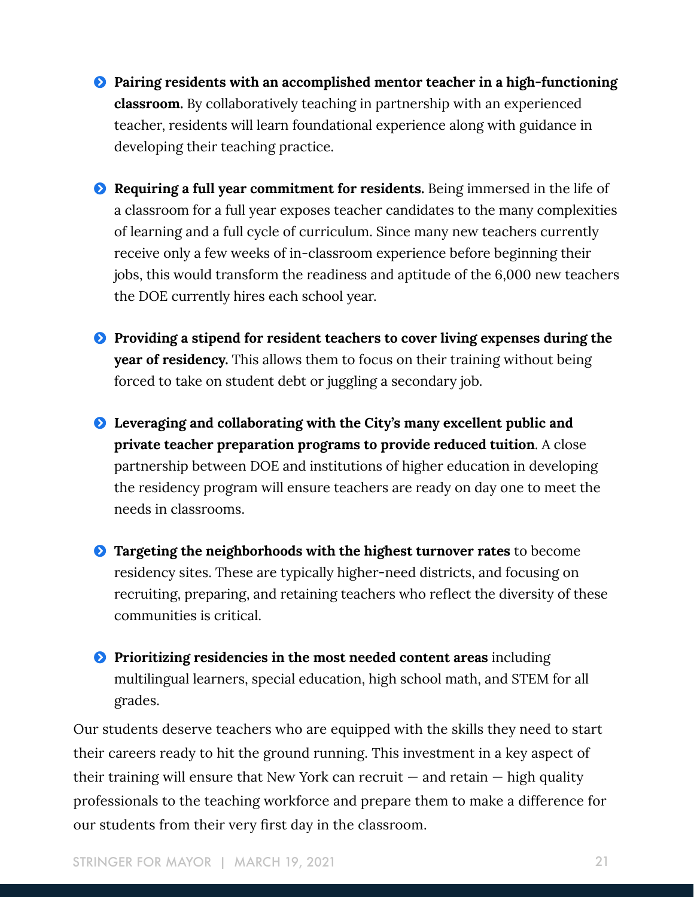- **Pairing residents with an accomplished mentor teacher in a high-functioning classroom.** By collaboratively teaching in partnership with an experienced teacher, residents will learn foundational experience along with guidance in developing their teaching practice.

- **Requiring a full year commitment for residents.** Being immersed in the life of a classroom for a full year exposes teacher candidates to the many complexities of learning and a full cycle of curriculum. Since many new teachers currently receive only a few weeks of in-classroom experience before beginning their jobs, this would transform the readiness and aptitude of the 6,000 new teachers the DOE currently hires each school year.

- **Providing a stipend for resident teachers to cover living expenses during the year of residency.** This allows them to focus on their training without being forced to take on student debt or juggling a secondary job.

- **Leveraging and collaborating with the City's many excellent public and private teacher preparation programs to provide reduced tuition**. A close partnership between DOE and institutions of higher education in developing the residency program will ensure teachers are ready on day one to meet the needs in classrooms.

- **Targeting the neighborhoods with the highest turnover rates** to become residency sites. These are typically higher-need districts, and focusing on recruiting, preparing, and retaining teachers who reflect the diversity of these communities is critical.

- **Prioritizing residencies in the most needed content areas** including multilingual learners, special education, high school math, and STEM for all grades.

Our students deserve teachers who are equipped with the skills they need to start their careers ready to hit the ground running. This investment in a key aspect of their training will ensure that New York can recruit — and retain — high quality professionals to the teaching workforce and prepare them to make a difference for our students from their very first day in the classroom.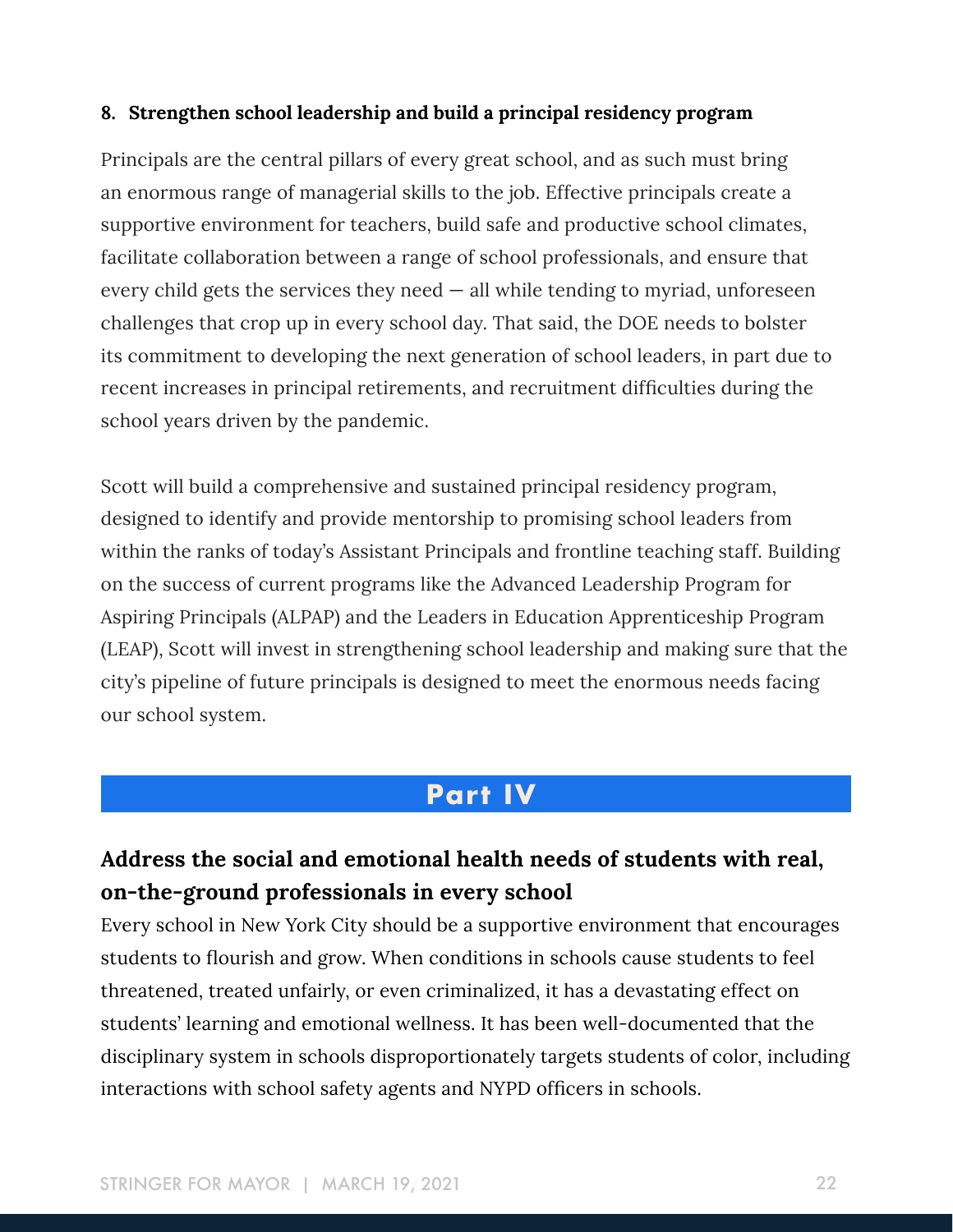**8. Strengthen school leadership and build a principal residency program**

Principals are the central pillars of every great school, and as such must bring an enormous range of managerial skills to the job. Effective principals create a supportive environment for teachers, build safe and productive school climates, facilitate collaboration between a range of school professionals, and ensure that every child gets the services they need — all while tending to myriad, unforeseen challenges that crop up in every school day. That said, the DOE needs to bolster its commitment to developing the next generation of school leaders, in part due to recent increases in principal retirements, and recruitment difficulties during the school years driven by the pandemic.

Scott will build a comprehensive and sustained principal residency program, designed to identify and provide mentorship to promising school leaders from within the ranks of today's Assistant Principals and frontline teaching staff. Building on the success of current programs like the Advanced Leadership Program for Aspiring Principals (ALPAP) and the Leaders in Education Apprenticeship Program (LEAP), Scott will invest in strengthening school leadership and making sure that the city's pipeline of future principals is designed to meet the enormous needs facing our school system.

# Part IV

## Address the social and emotional health needs of students with real, on-the-ground professionals in every school

Every school in New York City should be a supportive environment that encourages students to flourish and grow. When conditions in schools cause students to feel threatened, treated unfairly, or even criminalized, it has a devastating effect on students' learning and emotional wellness. It has been well-documented that the disciplinary system in schools disproportionately targets students of color, including interactions with school safety agents and NYPD officers in schools.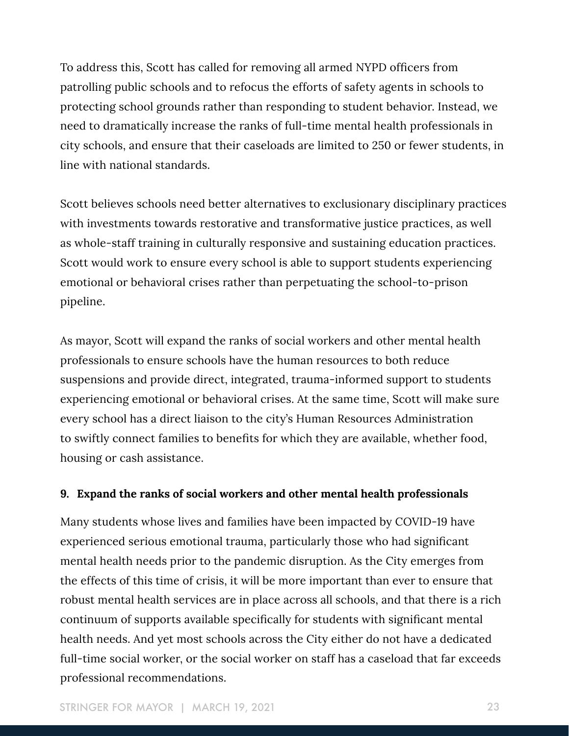To address this, Scott has called for removing all armed NYPD officers from patrolling public schools and to refocus the efforts of safety agents in schools to protecting school grounds rather than responding to student behavior. Instead, we need to dramatically increase the ranks of full-time mental health professionals in city schools, and ensure that their caseloads are limited to 250 or fewer students, in line with national standards.

Scott believes schools need better alternatives to exclusionary disciplinary practices with investments towards restorative and transformative justice practices, as well as whole-staff training in culturally responsive and sustaining education practices. Scott would work to ensure every school is able to support students experiencing emotional or behavioral crises rather than perpetuating the school-to-prison pipeline.

As mayor, Scott will expand the ranks of social workers and other mental health professionals to ensure schools have the human resources to both reduce suspensions and provide direct, integrated, trauma-informed support to students experiencing emotional or behavioral crises. At the same time, Scott will make sure every school has a direct liaison to the city's Human Resources Administration to swiftly connect families to benefits for which they are available, whether food, housing or cash assistance.

**9. Expand the ranks of social workers and other mental health professionals**

Many students whose lives and families have been impacted by COVID-19 have experienced serious emotional trauma, particularly those who had significant mental health needs prior to the pandemic disruption. As the City emerges from the effects of this time of crisis, it will be more important than ever to ensure that robust mental health services are in place across all schools, and that there is a rich continuum of supports available specifically for students with significant mental health needs. And yet most schools across the City either do not have a dedicated full-time social worker, or the social worker on staff has a caseload that far exceeds professional recommendations.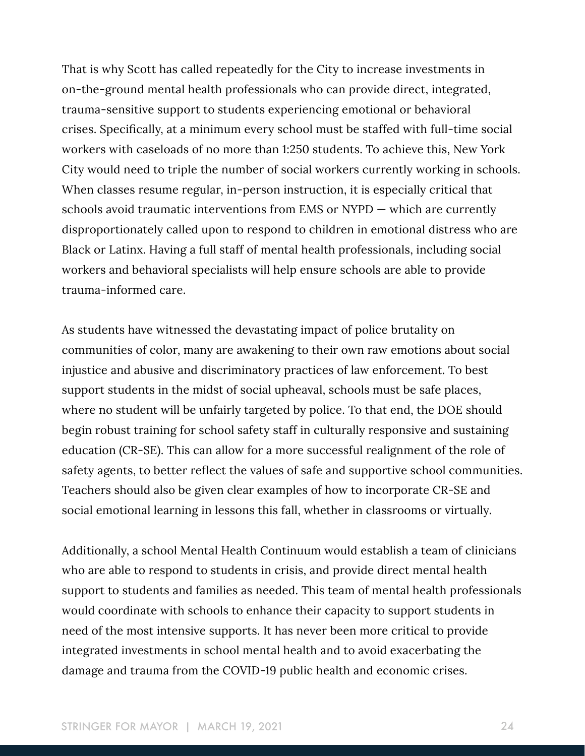That is why Scott has called repeatedly for the City to increase investments in on-the-ground mental health professionals who can provide direct, integrated, trauma-sensitive support to students experiencing emotional or behavioral crises. Specifically, at a minimum every school must be staffed with full-time social workers with caseloads of no more than 1:250 students. To achieve this, New York City would need to triple the number of social workers currently working in schools. When classes resume regular, in-person instruction, it is especially critical that schools avoid traumatic interventions from EMS or NYPD — which are currently disproportionately called upon to respond to children in emotional distress who are Black or Latinx. Having a full staff of mental health professionals, including social workers and behavioral specialists will help ensure schools are able to provide trauma-informed care.

As students have witnessed the devastating impact of police brutality on communities of color, many are awakening to their own raw emotions about social injustice and abusive and discriminatory practices of law enforcement. To best support students in the midst of social upheaval, schools must be safe places, where no student will be unfairly targeted by police. To that end, the DOE should begin robust training for school safety staff in culturally responsive and sustaining education (CR-SE). This can allow for a more successful realignment of the role of safety agents, to better reflect the values of safe and supportive school communities. Teachers should also be given clear examples of how to incorporate CR-SE and social emotional learning in lessons this fall, whether in classrooms or virtually.

Additionally, a school Mental Health Continuum would establish a team of clinicians who are able to respond to students in crisis, and provide direct mental health support to students and families as needed. This team of mental health professionals would coordinate with schools to enhance their capacity to support students in need of the most intensive supports. It has never been more critical to provide integrated investments in school mental health and to avoid exacerbating the damage and trauma from the COVID-19 public health and economic crises.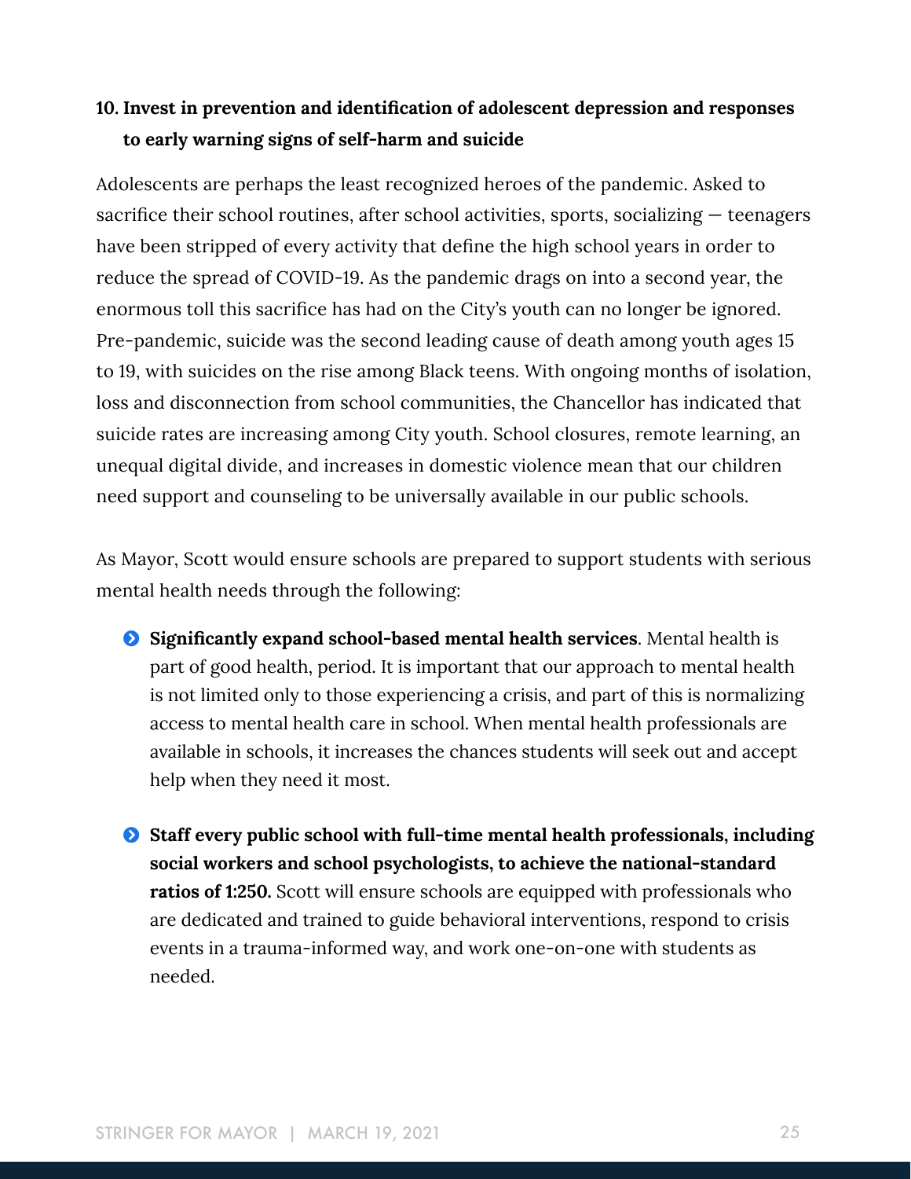### 10. Invest in prevention and identification of adolescent depression and responses to early warning signs of self-harm and suicide

Adolescents are perhaps the least recognized heroes of the pandemic. Asked to sacrifice their school routines, after school activities, sports, socializing — teenagers have been stripped of every activity that define the high school years in order to reduce the spread of COVID-19. As the pandemic drags on into a second year, the enormous toll this sacrifice has had on the City's youth can no longer be ignored. Pre-pandemic, suicide was the second leading cause of death among youth ages 15 to 19, with suicides on the rise among Black teens. With ongoing months of isolation, loss and disconnection from school communities, the Chancellor has indicated that suicide rates are increasing among City youth. School closures, remote learning, an unequal digital divide, and increases in domestic violence mean that our children need support and counseling to be universally available in our public schools.

As Mayor, Scott would ensure schools are prepared to support students with serious mental health needs through the following:

- **Significantly expand school-based mental health services**. Mental health is part of good health, period. It is important that our approach to mental health is not limited only to those experiencing a crisis, and part of this is normalizing access to mental health care in school. When mental health professionals are available in schools, it increases the chances students will seek out and accept help when they need it most.

- **Staff every public school with full-time mental health professionals, including social workers and school psychologists, to achieve the national-standard ratios of 1:250.** Scott will ensure schools are equipped with professionals who are dedicated and trained to guide behavioral interventions, respond to crisis events in a trauma-informed way, and work one-on-one with students as needed.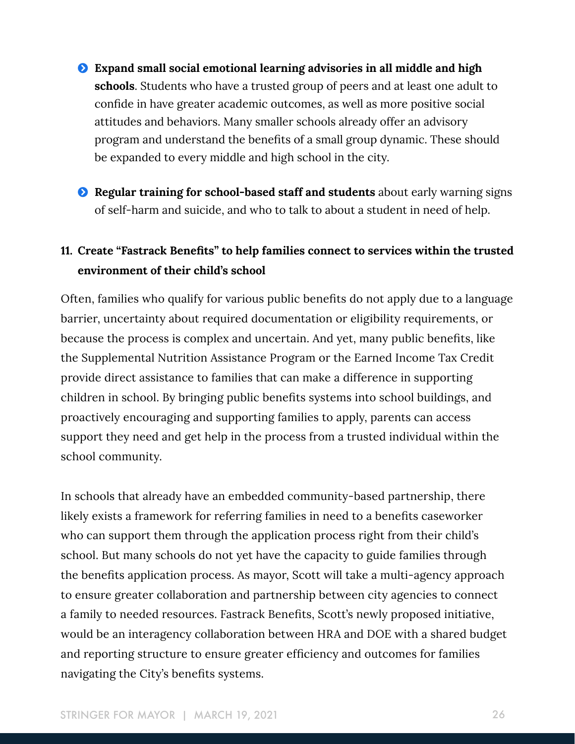- **Expand small social emotional learning advisories in all middle and high schools**. Students who have a trusted group of peers and at least one adult to confide in have greater academic outcomes, as well as more positive social attitudes and behaviors. Many smaller schools already offer an advisory program and understand the benefits of a small group dynamic. These should be expanded to every middle and high school in the city.

- **Regular training for school-based staff and students** about early warning signs of self-harm and suicide, and who to talk to about a student in need of help.

### 11. Create "Fastrack Benefits" to help families connect to services within the trusted environment of their child's school

Often, families who qualify for various public benefits do not apply due to a language barrier, uncertainty about required documentation or eligibility requirements, or because the process is complex and uncertain. And yet, many public benefits, like the Supplemental Nutrition Assistance Program or the Earned Income Tax Credit provide direct assistance to families that can make a difference in supporting children in school. By bringing public benefits systems into school buildings, and proactively encouraging and supporting families to apply, parents can access support they need and get help in the process from a trusted individual within the school community.

In schools that already have an embedded community-based partnership, there likely exists a framework for referring families in need to a benefits caseworker who can support them through the application process right from their child's school. But many schools do not yet have the capacity to guide families through the benefits application process. As mayor, Scott will take a multi-agency approach to ensure greater collaboration and partnership between city agencies to connect a family to needed resources. Fastrack Benefits, Scott's newly proposed initiative, would be an interagency collaboration between HRA and DOE with a shared budget and reporting structure to ensure greater efficiency and outcomes for families navigating the City's benefits systems.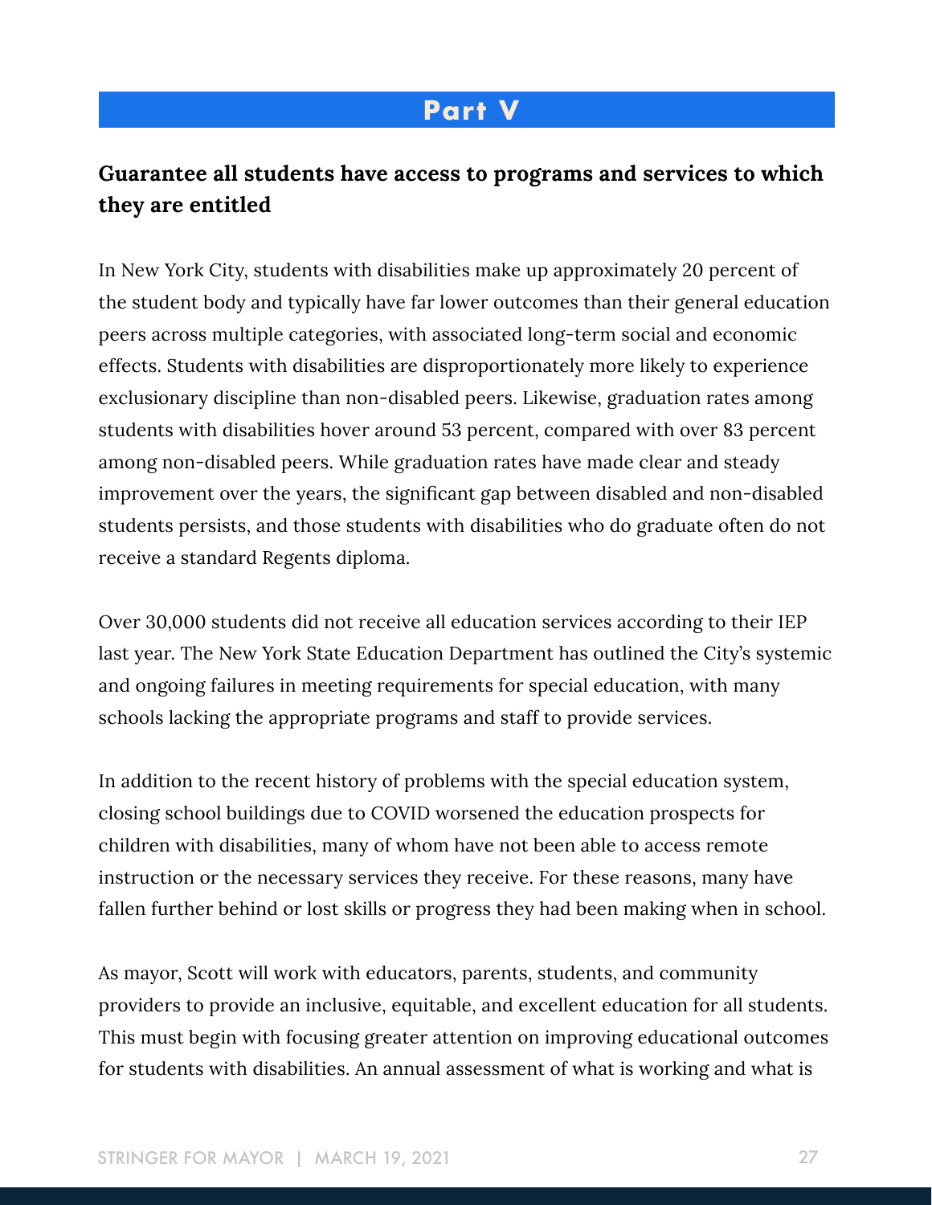# Part V

## Guarantee all students have access to programs and services to which they are entitled

In New York City, students with disabilities make up approximately 20 percent of the student body and typically have far lower outcomes than their general education peers across multiple categories, with associated long-term social and economic effects. Students with disabilities are disproportionately more likely to experience exclusionary discipline than non-disabled peers. Likewise, graduation rates among students with disabilities hover around 53 percent, compared with over 83 percent among non-disabled peers. While graduation rates have made clear and steady improvement over the years, the significant gap between disabled and non-disabled students persists, and those students with disabilities who do graduate often do not receive a standard Regents diploma.

Over 30,000 students did not receive all education services according to their IEP last year. The New York State Education Department has outlined the City's systemic and ongoing failures in meeting requirements for special education, with many schools lacking the appropriate programs and staff to provide services.

In addition to the recent history of problems with the special education system, closing school buildings due to COVID worsened the education prospects for children with disabilities, many of whom have not been able to access remote instruction or the necessary services they receive. For these reasons, many have fallen further behind or lost skills or progress they had been making when in school.

As mayor, Scott will work with educators, parents, students, and community providers to provide an inclusive, equitable, and excellent education for all students. This must begin with focusing greater attention on improving educational outcomes for students with disabilities. An annual assessment of what is working and what is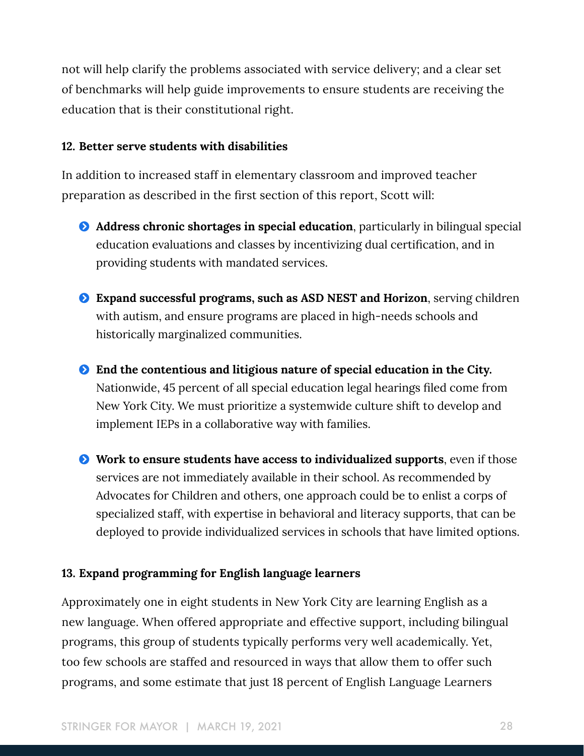not will help clarify the problems associated with service delivery; and a clear set of benchmarks will help guide improvements to ensure students are receiving the education that is their constitutional right.

**12. Better serve students with disabilities**

In addition to increased staff in elementary classroom and improved teacher preparation as described in the first section of this report, Scott will:

- **Address chronic shortages in special education**, particularly in bilingual special education evaluations and classes by incentivizing dual certification, and in providing students with mandated services.
- **Expand successful programs, such as ASD NEST and Horizon**, serving children with autism, and ensure programs are placed in high-needs schools and historically marginalized communities.
- **End the contentious and litigious nature of special education in the City.** Nationwide, 45 percent of all special education legal hearings filed come from New York City. We must prioritize a systemwide culture shift to develop and implement IEPs in a collaborative way with families.
- **Work to ensure students have access to individualized supports**, even if those services are not immediately available in their school. As recommended by Advocates for Children and others, one approach could be to enlist a corps of specialized staff, with expertise in behavioral and literacy supports, that can be deployed to provide individualized services in schools that have limited options.

**13. Expand programming for English language learners**

Approximately one in eight students in New York City are learning English as a new language. When offered appropriate and effective support, including bilingual programs, this group of students typically performs very well academically. Yet, too few schools are staffed and resourced in ways that allow them to offer such programs, and some estimate that just 18 percent of English Language Learners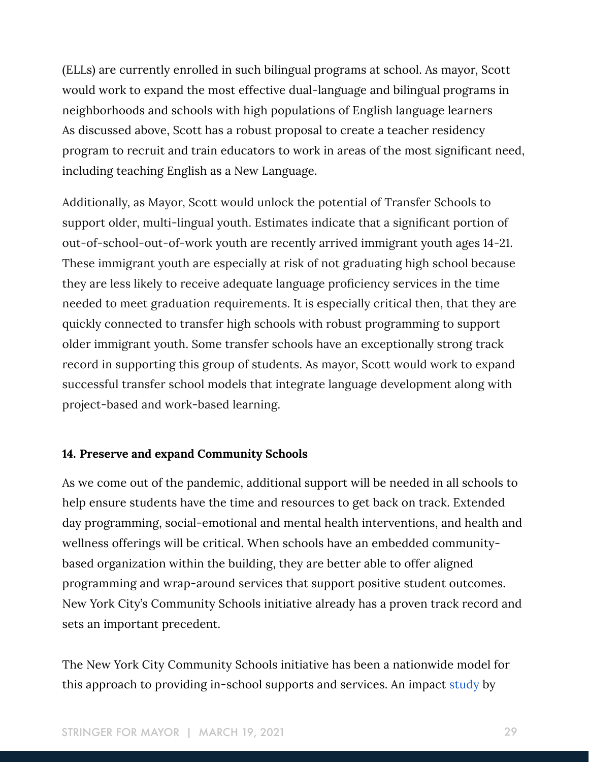(ELLs) are currently enrolled in such bilingual programs at school. As mayor, Scott would work to expand the most effective dual-language and bilingual programs in neighborhoods and schools with high populations of English language learners As discussed above, Scott has a robust proposal to create a teacher residency program to recruit and train educators to work in areas of the most significant need, including teaching English as a New Language.

Additionally, as Mayor, Scott would unlock the potential of Transfer Schools to support older, multi-lingual youth. Estimates indicate that a significant portion of out-of-school-out-of-work youth are recently arrived immigrant youth ages 14-21. These immigrant youth are especially at risk of not graduating high school because they are less likely to receive adequate language proficiency services in the time needed to meet graduation requirements. It is especially critical then, that they are quickly connected to transfer high schools with robust programming to support older immigrant youth. Some transfer schools have an exceptionally strong track record in supporting this group of students. As mayor, Scott would work to expand successful transfer school models that integrate language development along with project-based and work-based learning.

**14. Preserve and expand Community Schools**

As we come out of the pandemic, additional support will be needed in all schools to help ensure students have the time and resources to get back on track. Extended day programming, social-emotional and mental health interventions, and health and wellness offerings will be critical. When schools have an embedded community-based organization within the building, they are better able to offer aligned programming and wrap-around services that support positive student outcomes. New York City's Community Schools initiative already has a proven track record and sets an important precedent.

The New York City Community Schools initiative has been a nationwide model for this approach to providing in-school supports and services. An impact study by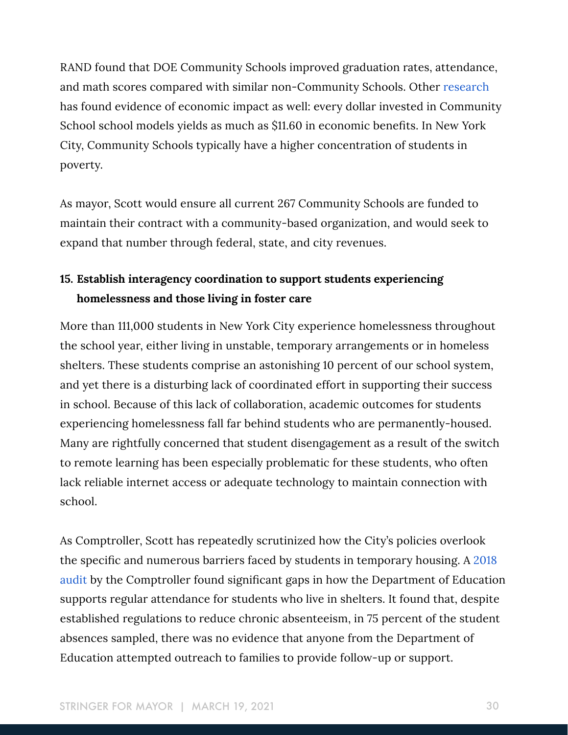RAND found that DOE Community Schools improved graduation rates, attendance, and math scores compared with similar non-Community Schools. Other research has found evidence of economic impact as well: every dollar invested in Community School school models yields as much as $11.60 in economic benefits. In New York City, Community Schools typically have a higher concentration of students in poverty.

As mayor, Scott would ensure all current 267 Community Schools are funded to maintain their contract with a community-based organization, and would seek to expand that number through federal, state, and city revenues.

**15. Establish interagency coordination to support students experiencing homelessness and those living in foster care**

More than 111,000 students in New York City experience homelessness throughout the school year, either living in unstable, temporary arrangements or in homeless shelters. These students comprise an astonishing 10 percent of our school system, and yet there is a disturbing lack of coordinated effort in supporting their success in school. Because of this lack of collaboration, academic outcomes for students experiencing homelessness fall far behind students who are permanently-housed. Many are rightfully concerned that student disengagement as a result of the switch to remote learning has been especially problematic for these students, who often lack reliable internet access or adequate technology to maintain connection with school.

As Comptroller, Scott has repeatedly scrutinized how the City's policies overlook the specific and numerous barriers faced by students in temporary housing. A 2018 audit by the Comptroller found significant gaps in how the Department of Education supports regular attendance for students who live in shelters. It found that, despite established regulations to reduce chronic absenteeism, in 75 percent of the student absences sampled, there was no evidence that anyone from the Department of Education attempted outreach to families to provide follow-up or support.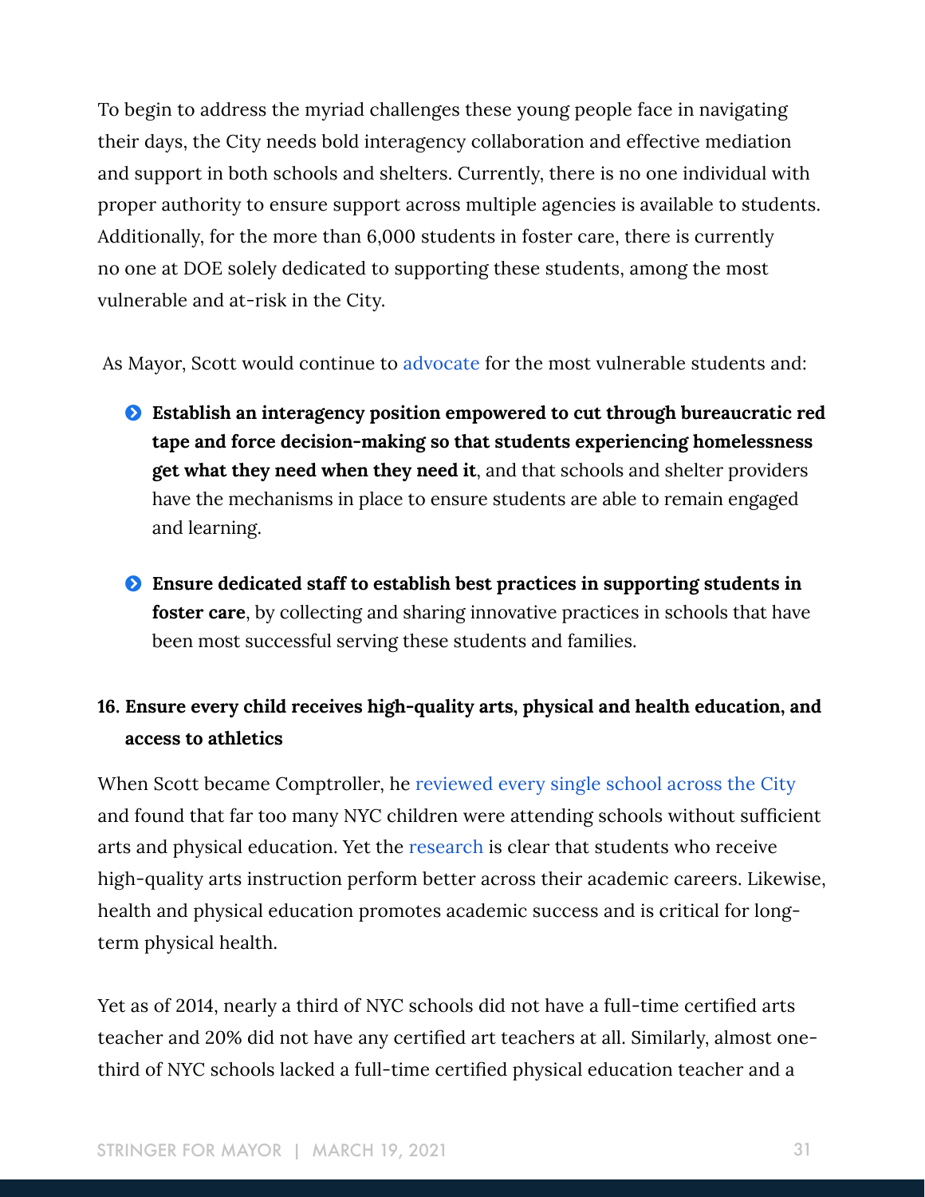To begin to address the myriad challenges these young people face in navigating their days, the City needs bold interagency collaboration and effective mediation and support in both schools and shelters. Currently, there is no one individual with proper authority to ensure support across multiple agencies is available to students. Additionally, for the more than 6,000 students in foster care, there is currently no one at DOE solely dedicated to supporting these students, among the most vulnerable and at-risk in the City.

As Mayor, Scott would continue to advocate for the most vulnerable students and:

- **Establish an interagency position empowered to cut through bureaucratic red tape and force decision-making so that students experiencing homelessness get what they need when they need it**, and that schools and shelter providers have the mechanisms in place to ensure students are able to remain engaged and learning.
- **Ensure dedicated staff to establish best practices in supporting students in foster care**, by collecting and sharing innovative practices in schools that have been most successful serving these students and families.

### 16. Ensure every child receives high-quality arts, physical and health education, and access to athletics

When Scott became Comptroller, he reviewed every single school across the City and found that far too many NYC children were attending schools without sufficient arts and physical education. Yet the research is clear that students who receive high-quality arts instruction perform better across their academic careers. Likewise, health and physical education promotes academic success and is critical for long-term physical health.

Yet as of 2014, nearly a third of NYC schools did not have a full-time certified arts teacher and 20% did not have any certified art teachers at all. Similarly, almost one-third of NYC schools lacked a full-time certified physical education teacher and a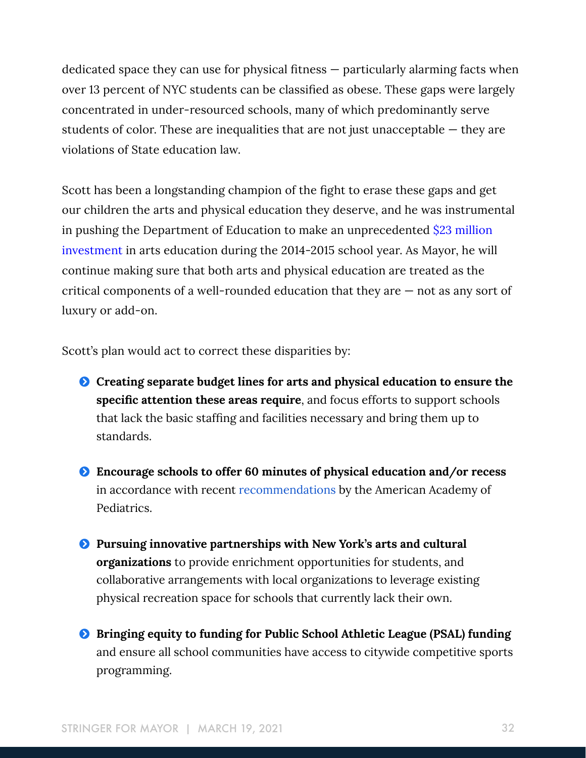dedicated space they can use for physical fitness — particularly alarming facts when over 13 percent of NYC students can be classified as obese. These gaps were largely concentrated in under-resourced schools, many of which predominantly serve students of color. These are inequalities that are not just unacceptable — they are violations of State education law.

Scott has been a longstanding champion of the fight to erase these gaps and get our children the arts and physical education they deserve, and he was instrumental in pushing the Department of Education to make an unprecedented $23 million investment in arts education during the 2014-2015 school year. As Mayor, he will continue making sure that both arts and physical education are treated as the critical components of a well-rounded education that they are — not as any sort of luxury or add-on.

Scott's plan would act to correct these disparities by:

- **Creating separate budget lines for arts and physical education to ensure the specific attention these areas require**, and focus efforts to support schools that lack the basic staffing and facilities necessary and bring them up to standards.

- **Encourage schools to offer 60 minutes of physical education and/or recess** in accordance with recent recommendations by the American Academy of Pediatrics.

- **Pursuing innovative partnerships with New York's arts and cultural organizations** to provide enrichment opportunities for students, and collaborative arrangements with local organizations to leverage existing physical recreation space for schools that currently lack their own.

- **Bringing equity to funding for Public School Athletic League (PSAL) funding** and ensure all school communities have access to citywide competitive sports programming.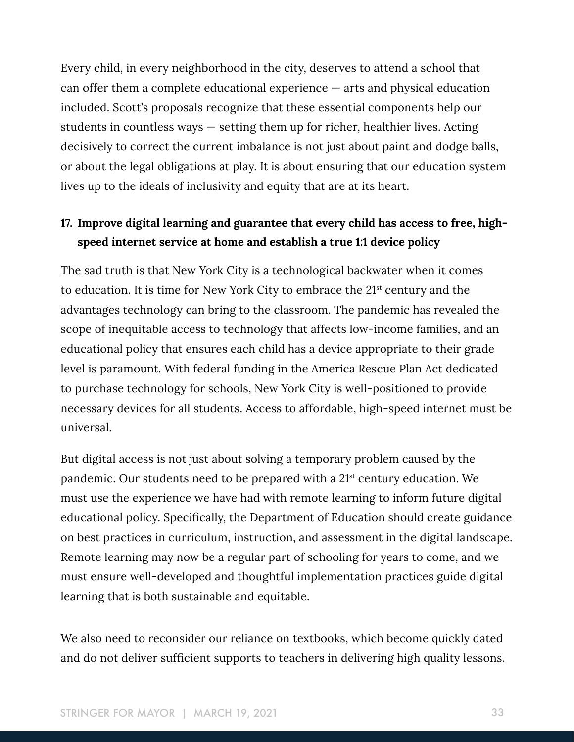Every child, in every neighborhood in the city, deserves to attend a school that can offer them a complete educational experience — arts and physical education included. Scott's proposals recognize that these essential components help our students in countless ways — setting them up for richer, healthier lives. Acting decisively to correct the current imbalance is not just about paint and dodge balls, or about the legal obligations at play. It is about ensuring that our education system lives up to the ideals of inclusivity and equity that are at its heart.

**17. Improve digital learning and guarantee that every child has access to free, high-speed internet service at home and establish a true 1:1 device policy**

The sad truth is that New York City is a technological backwater when it comes to education. It is time for New York City to embrace the 21st century and the advantages technology can bring to the classroom. The pandemic has revealed the scope of inequitable access to technology that affects low-income families, and an educational policy that ensures each child has a device appropriate to their grade level is paramount. With federal funding in the America Rescue Plan Act dedicated to purchase technology for schools, New York City is well-positioned to provide necessary devices for all students. Access to affordable, high-speed internet must be universal.

But digital access is not just about solving a temporary problem caused by the pandemic. Our students need to be prepared with a 21st century education. We must use the experience we have had with remote learning to inform future digital educational policy. Specifically, the Department of Education should create guidance on best practices in curriculum, instruction, and assessment in the digital landscape. Remote learning may now be a regular part of schooling for years to come, and we must ensure well-developed and thoughtful implementation practices guide digital learning that is both sustainable and equitable.

We also need to reconsider our reliance on textbooks, which become quickly dated and do not deliver sufficient supports to teachers in delivering high quality lessons.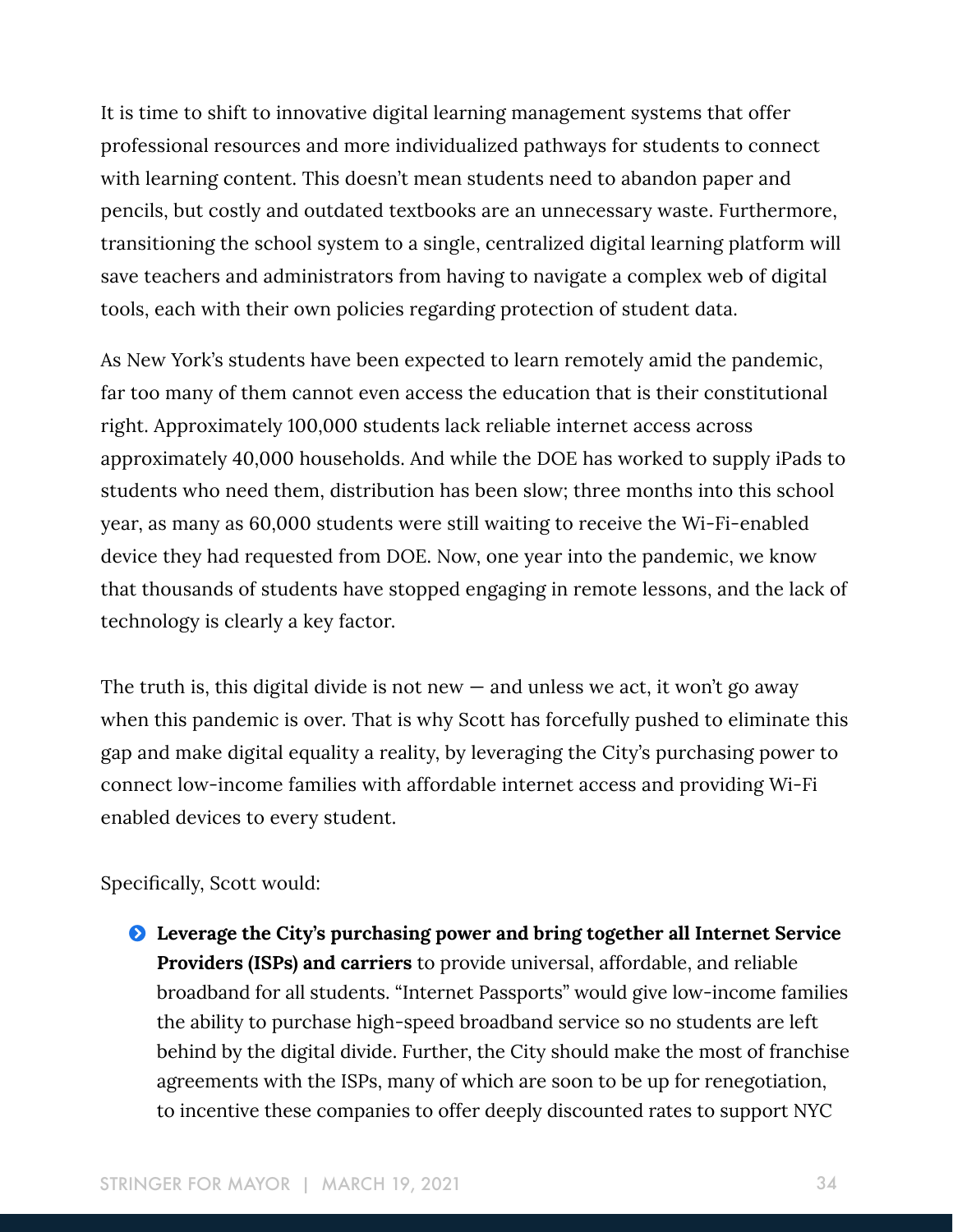It is time to shift to innovative digital learning management systems that offer professional resources and more individualized pathways for students to connect with learning content. This doesn't mean students need to abandon paper and pencils, but costly and outdated textbooks are an unnecessary waste. Furthermore, transitioning the school system to a single, centralized digital learning platform will save teachers and administrators from having to navigate a complex web of digital tools, each with their own policies regarding protection of student data.

As New York's students have been expected to learn remotely amid the pandemic, far too many of them cannot even access the education that is their constitutional right. Approximately 100,000 students lack reliable internet access across approximately 40,000 households. And while the DOE has worked to supply iPads to students who need them, distribution has been slow; three months into this school year, as many as 60,000 students were still waiting to receive the Wi-Fi-enabled device they had requested from DOE. Now, one year into the pandemic, we know that thousands of students have stopped engaging in remote lessons, and the lack of technology is clearly a key factor.

The truth is, this digital divide is not new — and unless we act, it won't go away when this pandemic is over. That is why Scott has forcefully pushed to eliminate this gap and make digital equality a reality, by leveraging the City's purchasing power to connect low-income families with affordable internet access and providing Wi-Fi enabled devices to every student.

Specifically, Scott would:

- **Leverage the City's purchasing power and bring together all Internet Service Providers (ISPs) and carriers** to provide universal, affordable, and reliable broadband for all students. "Internet Passports" would give low-income families the ability to purchase high-speed broadband service so no students are left behind by the digital divide. Further, the City should make the most of franchise agreements with the ISPs, many of which are soon to be up for renegotiation, to incentive these companies to offer deeply discounted rates to support NYC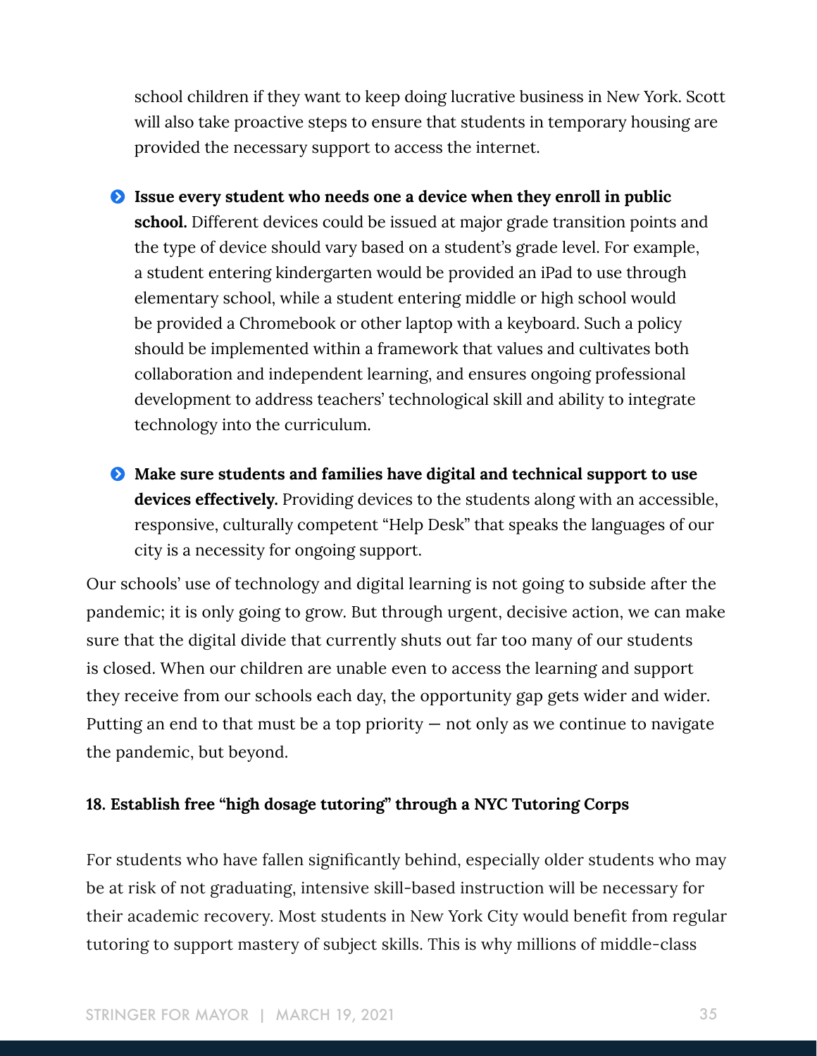school children if they want to keep doing lucrative business in New York. Scott will also take proactive steps to ensure that students in temporary housing are provided the necessary support to access the internet.

- **Issue every student who needs one a device when they enroll in public school.** Different devices could be issued at major grade transition points and the type of device should vary based on a student's grade level. For example, a student entering kindergarten would be provided an iPad to use through elementary school, while a student entering middle or high school would be provided a Chromebook or other laptop with a keyboard. Such a policy should be implemented within a framework that values and cultivates both collaboration and independent learning, and ensures ongoing professional development to address teachers' technological skill and ability to integrate technology into the curriculum.
- **Make sure students and families have digital and technical support to use devices effectively.** Providing devices to the students along with an accessible, responsive, culturally competent "Help Desk" that speaks the languages of our city is a necessity for ongoing support.

Our schools' use of technology and digital learning is not going to subside after the pandemic; it is only going to grow. But through urgent, decisive action, we can make sure that the digital divide that currently shuts out far too many of our students is closed. When our children are unable even to access the learning and support they receive from our schools each day, the opportunity gap gets wider and wider. Putting an end to that must be a top priority — not only as we continue to navigate the pandemic, but beyond.

**18. Establish free "high dosage tutoring" through a NYC Tutoring Corps**

For students who have fallen significantly behind, especially older students who may be at risk of not graduating, intensive skill-based instruction will be necessary for their academic recovery. Most students in New York City would benefit from regular tutoring to support mastery of subject skills. This is why millions of middle-class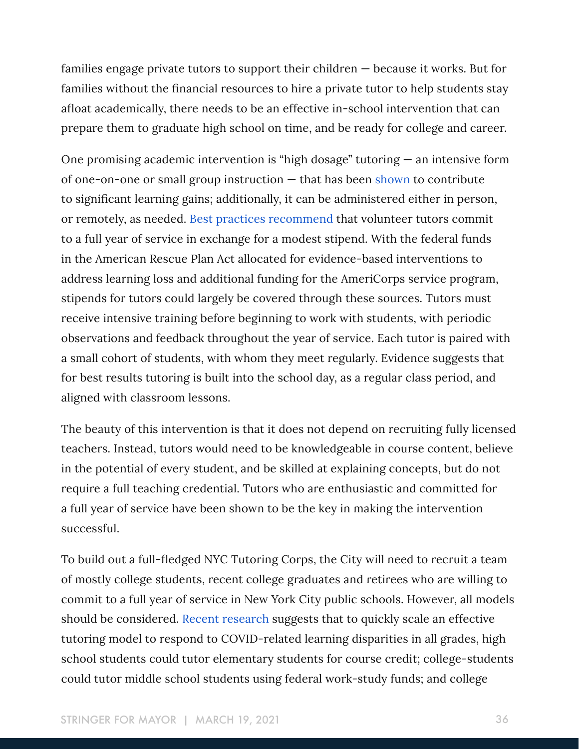families engage private tutors to support their children — because it works. But for families without the financial resources to hire a private tutor to help students stay afloat academically, there needs to be an effective in-school intervention that can prepare them to graduate high school on time, and be ready for college and career.

One promising academic intervention is "high dosage" tutoring — an intensive form of one-on-one or small group instruction — that has been shown to contribute to significant learning gains; additionally, it can be administered either in person, or remotely, as needed. Best practices recommend that volunteer tutors commit to a full year of service in exchange for a modest stipend. With the federal funds in the American Rescue Plan Act allocated for evidence-based interventions to address learning loss and additional funding for the AmeriCorps service program, stipends for tutors could largely be covered through these sources. Tutors must receive intensive training before beginning to work with students, with periodic observations and feedback throughout the year of service. Each tutor is paired with a small cohort of students, with whom they meet regularly. Evidence suggests that for best results tutoring is built into the school day, as a regular class period, and aligned with classroom lessons.

The beauty of this intervention is that it does not depend on recruiting fully licensed teachers. Instead, tutors would need to be knowledgeable in course content, believe in the potential of every student, and be skilled at explaining concepts, but do not require a full teaching credential. Tutors who are enthusiastic and committed for a full year of service have been shown to be the key in making the intervention successful.

To build out a full-fledged NYC Tutoring Corps, the City will need to recruit a team of mostly college students, recent college graduates and retirees who are willing to commit to a full year of service in New York City public schools. However, all models should be considered. Recent research suggests that to quickly scale an effective tutoring model to respond to COVID-related learning disparities in all grades, high school students could tutor elementary students for course credit; college-students could tutor middle school students using federal work-study funds; and college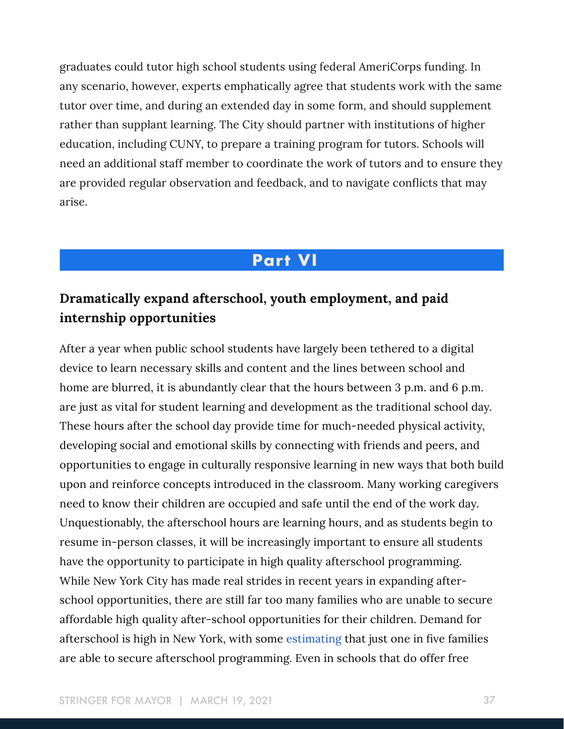graduates could tutor high school students using federal AmeriCorps funding. In any scenario, however, experts emphatically agree that students work with the same tutor over time, and during an extended day in some form, and should supplement rather than supplant learning. The City should partner with institutions of higher education, including CUNY, to prepare a training program for tutors. Schools will need an additional staff member to coordinate the work of tutors and to ensure they are provided regular observation and feedback, and to navigate conflicts that may arise.

## Part VI

### Dramatically expand afterschool, youth employment, and paid internship opportunities

After a year when public school students have largely been tethered to a digital device to learn necessary skills and content and the lines between school and home are blurred, it is abundantly clear that the hours between 3 p.m. and 6 p.m. are just as vital for student learning and development as the traditional school day. These hours after the school day provide time for much-needed physical activity, developing social and emotional skills by connecting with friends and peers, and opportunities to engage in culturally responsive learning in new ways that both build upon and reinforce concepts introduced in the classroom. Many working caregivers need to know their children are occupied and safe until the end of the work day. Unquestionably, the afterschool hours are learning hours, and as students begin to resume in-person classes, it will be increasingly important to ensure all students have the opportunity to participate in high quality afterschool programming. While New York City has made real strides in recent years in expanding after-school opportunities, there are still far too many families who are unable to secure affordable high quality after-school opportunities for their children. Demand for afterschool is high in New York, with some estimating that just one in five families are able to secure afterschool programming. Even in schools that do offer free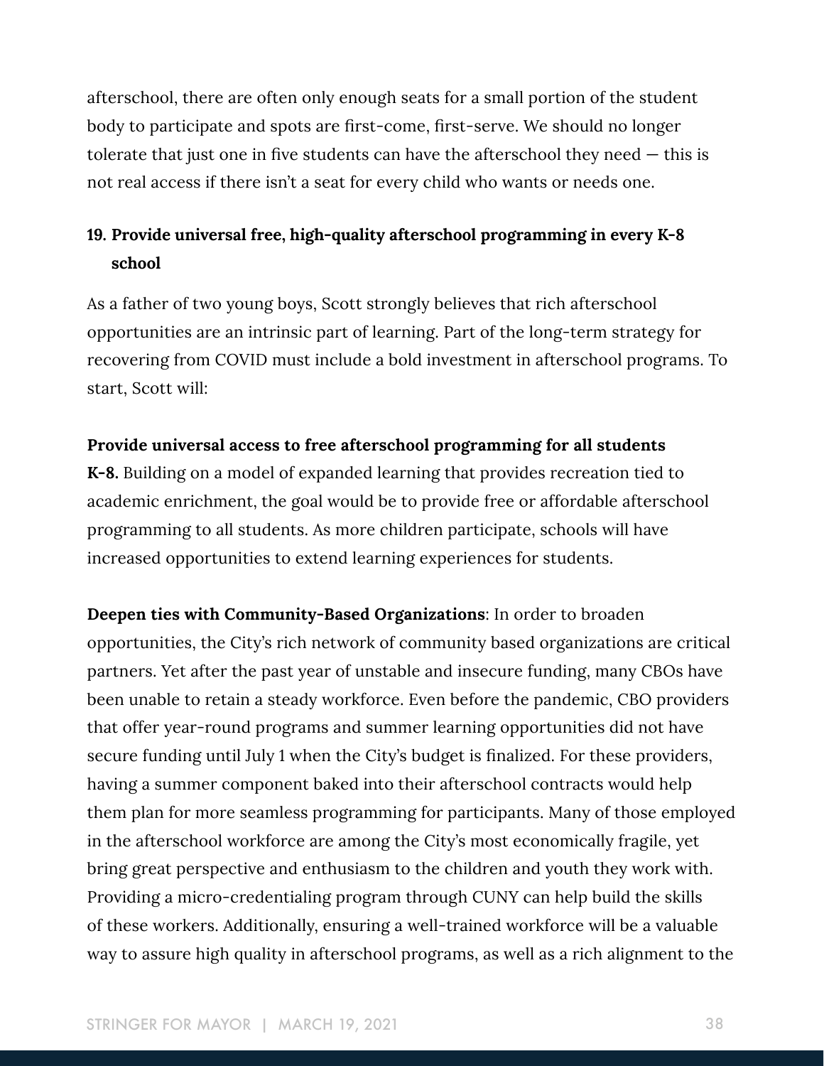afterschool, there are often only enough seats for a small portion of the student body to participate and spots are first-come, first-serve. We should no longer tolerate that just one in five students can have the afterschool they need — this is not real access if there isn't a seat for every child who wants or needs one.

### 19. Provide universal free, high-quality afterschool programming in every K-8 school

As a father of two young boys, Scott strongly believes that rich afterschool opportunities are an intrinsic part of learning. Part of the long-term strategy for recovering from COVID must include a bold investment in afterschool programs. To start, Scott will:

**Provide universal access to free afterschool programming for all students K-8.** Building on a model of expanded learning that provides recreation tied to academic enrichment, the goal would be to provide free or affordable afterschool programming to all students. As more children participate, schools will have increased opportunities to extend learning experiences for students.

**Deepen ties with Community-Based Organizations**: In order to broaden opportunities, the City's rich network of community based organizations are critical partners. Yet after the past year of unstable and insecure funding, many CBOs have been unable to retain a steady workforce. Even before the pandemic, CBO providers that offer year-round programs and summer learning opportunities did not have secure funding until July 1 when the City's budget is finalized. For these providers, having a summer component baked into their afterschool contracts would help them plan for more seamless programming for participants. Many of those employed in the afterschool workforce are among the City's most economically fragile, yet bring great perspective and enthusiasm to the children and youth they work with. Providing a micro-credentialing program through CUNY can help build the skills of these workers. Additionally, ensuring a well-trained workforce will be a valuable way to assure high quality in afterschool programs, as well as a rich alignment to the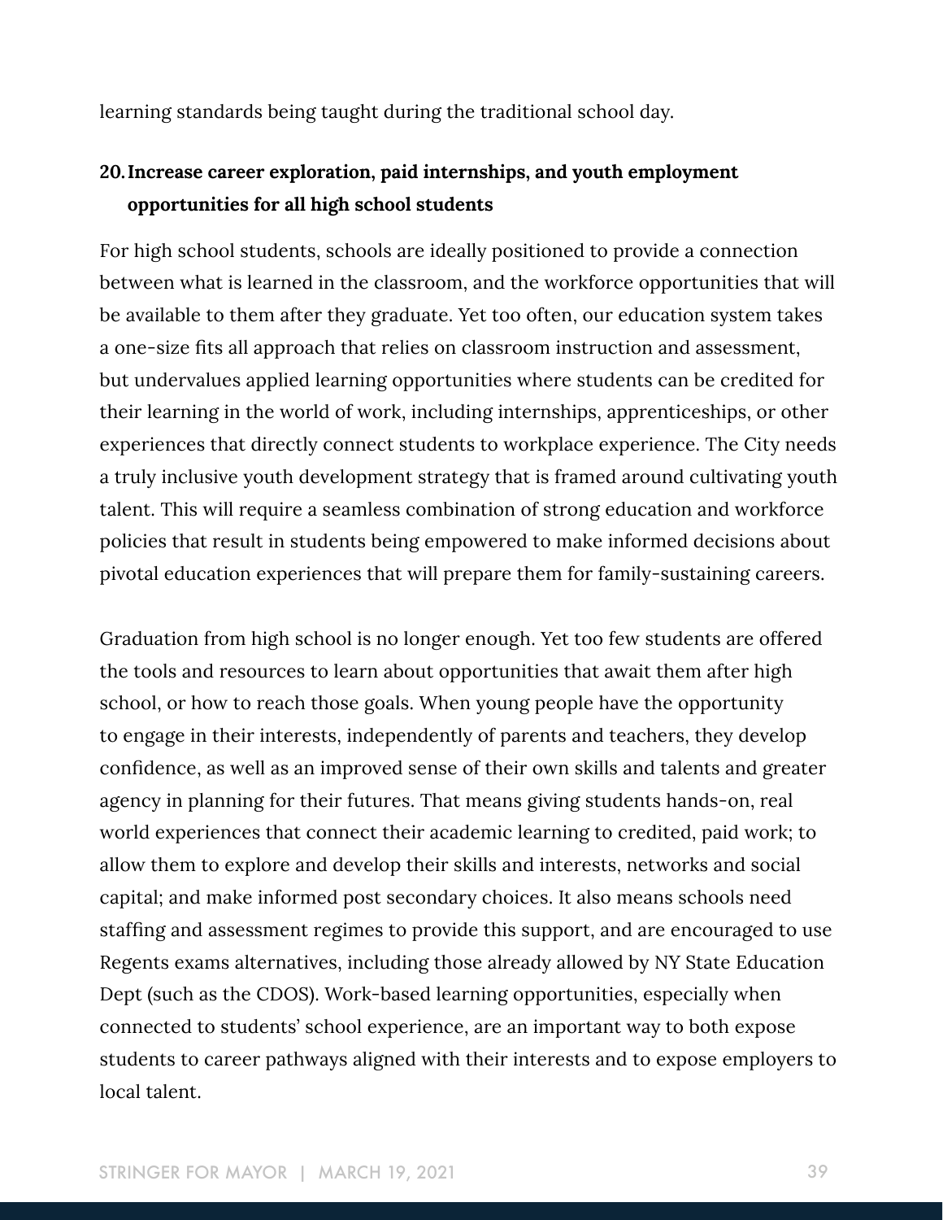learning standards being taught during the traditional school day.

20. **Increase career exploration, paid internships, and youth employment opportunities for all high school students**

For high school students, schools are ideally positioned to provide a connection between what is learned in the classroom, and the workforce opportunities that will be available to them after they graduate. Yet too often, our education system takes a one-size fits all approach that relies on classroom instruction and assessment, but undervalues applied learning opportunities where students can be credited for their learning in the world of work, including internships, apprenticeships, or other experiences that directly connect students to workplace experience. The City needs a truly inclusive youth development strategy that is framed around cultivating youth talent. This will require a seamless combination of strong education and workforce policies that result in students being empowered to make informed decisions about pivotal education experiences that will prepare them for family-sustaining careers.

Graduation from high school is no longer enough. Yet too few students are offered the tools and resources to learn about opportunities that await them after high school, or how to reach those goals. When young people have the opportunity to engage in their interests, independently of parents and teachers, they develop confidence, as well as an improved sense of their own skills and talents and greater agency in planning for their futures. That means giving students hands-on, real world experiences that connect their academic learning to credited, paid work; to allow them to explore and develop their skills and interests, networks and social capital; and make informed post secondary choices. It also means schools need staffing and assessment regimes to provide this support, and are encouraged to use Regents exams alternatives, including those already allowed by NY State Education Dept (such as the CDOS). Work-based learning opportunities, especially when connected to students' school experience, are an important way to both expose students to career pathways aligned with their interests and to expose employers to local talent.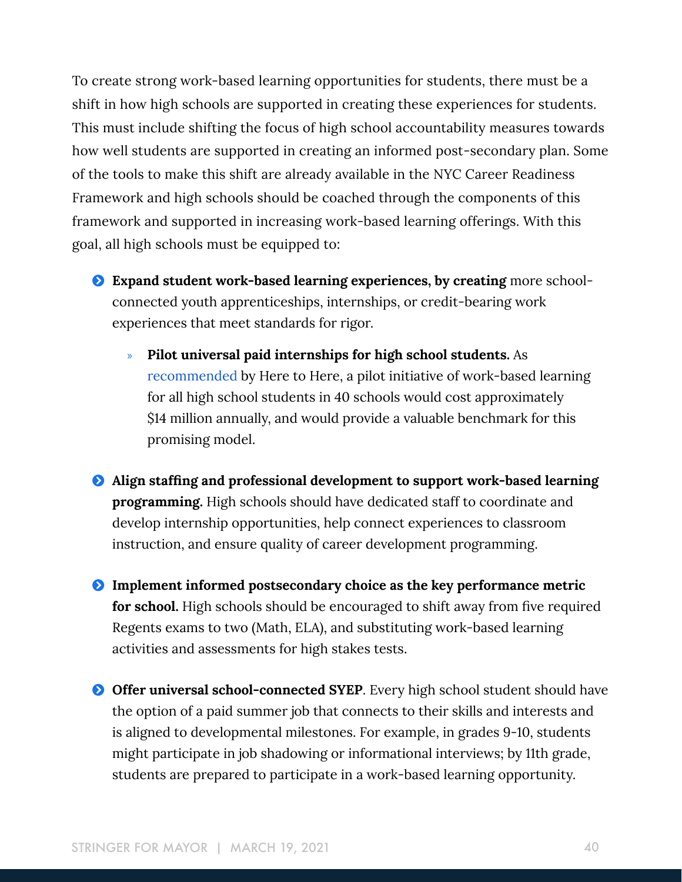To create strong work-based learning opportunities for students, there must be a shift in how high schools are supported in creating these experiences for students. This must include shifting the focus of high school accountability measures towards how well students are supported in creating an informed post-secondary plan. Some of the tools to make this shift are already available in the NYC Career Readiness Framework and high schools should be coached through the components of this framework and supported in increasing work-based learning offerings. With this goal, all high schools must be equipped to:

- **Expand student work-based learning experiences, by creating** more school-connected youth apprenticeships, internships, or credit-bearing work experiences that meet standards for rigor.
  - **Pilot universal paid internships for high school students.** As recommended by Here to Here, a pilot initiative of work-based learning for all high school students in 40 schools would cost approximately $14 million annually, and would provide a valuable benchmark for this promising model.
- **Align staffing and professional development to support work-based learning programming.** High schools should have dedicated staff to coordinate and develop internship opportunities, help connect experiences to classroom instruction, and ensure quality of career development programming.
- **Implement informed postsecondary choice as the key performance metric for school.** High schools should be encouraged to shift away from five required Regents exams to two (Math, ELA), and substituting work-based learning activities and assessments for high stakes tests.
- **Offer universal school-connected SYEP**. Every high school student should have the option of a paid summer job that connects to their skills and interests and is aligned to developmental milestones. For example, in grades 9-10, students might participate in job shadowing or informational interviews; by 11th grade, students are prepared to participate in a work-based learning opportunity.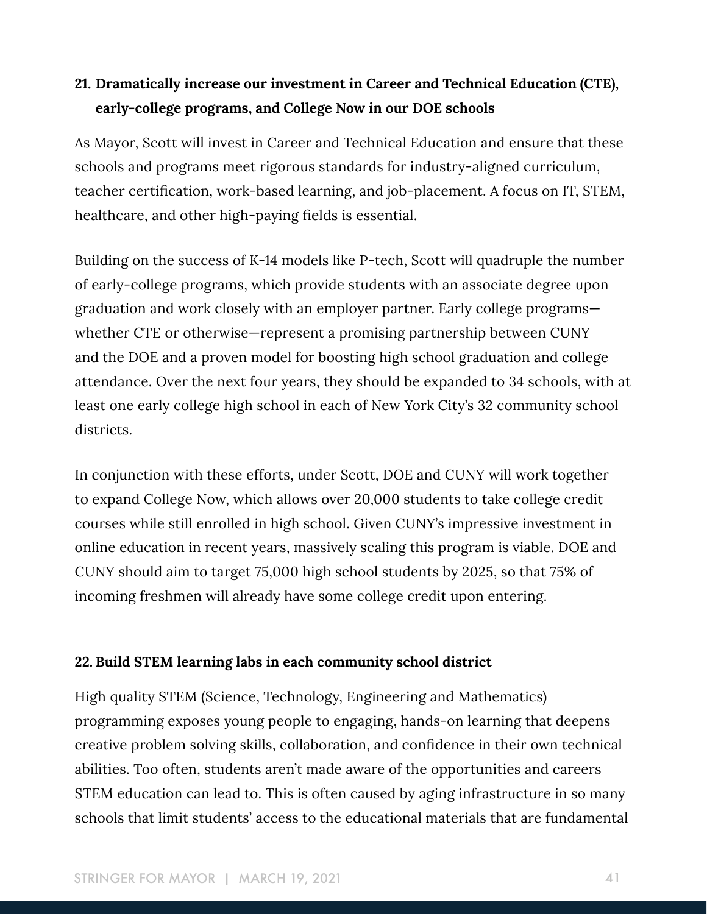### 21. Dramatically increase our investment in Career and Technical Education (CTE), early-college programs, and College Now in our DOE schools

As Mayor, Scott will invest in Career and Technical Education and ensure that these schools and programs meet rigorous standards for industry-aligned curriculum, teacher certification, work-based learning, and job-placement. A focus on IT, STEM, healthcare, and other high-paying fields is essential.

Building on the success of K-14 models like P-tech, Scott will quadruple the number of early-college programs, which provide students with an associate degree upon graduation and work closely with an employer partner. Early college programs—whether CTE or otherwise—represent a promising partnership between CUNY and the DOE and a proven model for boosting high school graduation and college attendance. Over the next four years, they should be expanded to 34 schools, with at least one early college high school in each of New York City's 32 community school districts.

In conjunction with these efforts, under Scott, DOE and CUNY will work together to expand College Now, which allows over 20,000 students to take college credit courses while still enrolled in high school. Given CUNY's impressive investment in online education in recent years, massively scaling this program is viable. DOE and CUNY should aim to target 75,000 high school students by 2025, so that 75% of incoming freshmen will already have some college credit upon entering.

### 22. Build STEM learning labs in each community school district

High quality STEM (Science, Technology, Engineering and Mathematics) programming exposes young people to engaging, hands-on learning that deepens creative problem solving skills, collaboration, and confidence in their own technical abilities. Too often, students aren't made aware of the opportunities and careers STEM education can lead to. This is often caused by aging infrastructure in so many schools that limit students' access to the educational materials that are fundamental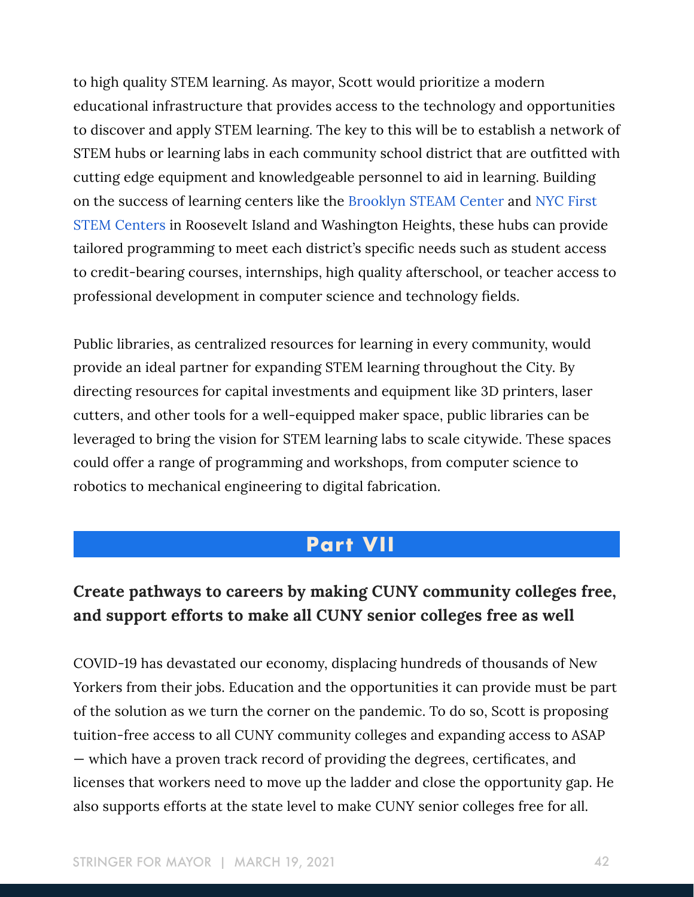to high quality STEM learning. As mayor, Scott would prioritize a modern educational infrastructure that provides access to the technology and opportunities to discover and apply STEM learning. The key to this will be to establish a network of STEM hubs or learning labs in each community school district that are outfitted with cutting edge equipment and knowledgeable personnel to aid in learning. Building on the success of learning centers like the Brooklyn STEAM Center and NYC First STEM Centers in Roosevelt Island and Washington Heights, these hubs can provide tailored programming to meet each district's specific needs such as student access to credit-bearing courses, internships, high quality afterschool, or teacher access to professional development in computer science and technology fields.

Public libraries, as centralized resources for learning in every community, would provide an ideal partner for expanding STEM learning throughout the City. By directing resources for capital investments and equipment like 3D printers, laser cutters, and other tools for a well-equipped maker space, public libraries can be leveraged to bring the vision for STEM learning labs to scale citywide. These spaces could offer a range of programming and workshops, from computer science to robotics to mechanical engineering to digital fabrication.

## Part VII

### Create pathways to careers by making CUNY community colleges free, and support efforts to make all CUNY senior colleges free as well

COVID-19 has devastated our economy, displacing hundreds of thousands of New Yorkers from their jobs. Education and the opportunities it can provide must be part of the solution as we turn the corner on the pandemic. To do so, Scott is proposing tuition-free access to all CUNY community colleges and expanding access to ASAP — which have a proven track record of providing the degrees, certificates, and licenses that workers need to move up the ladder and close the opportunity gap. He also supports efforts at the state level to make CUNY senior colleges free for all.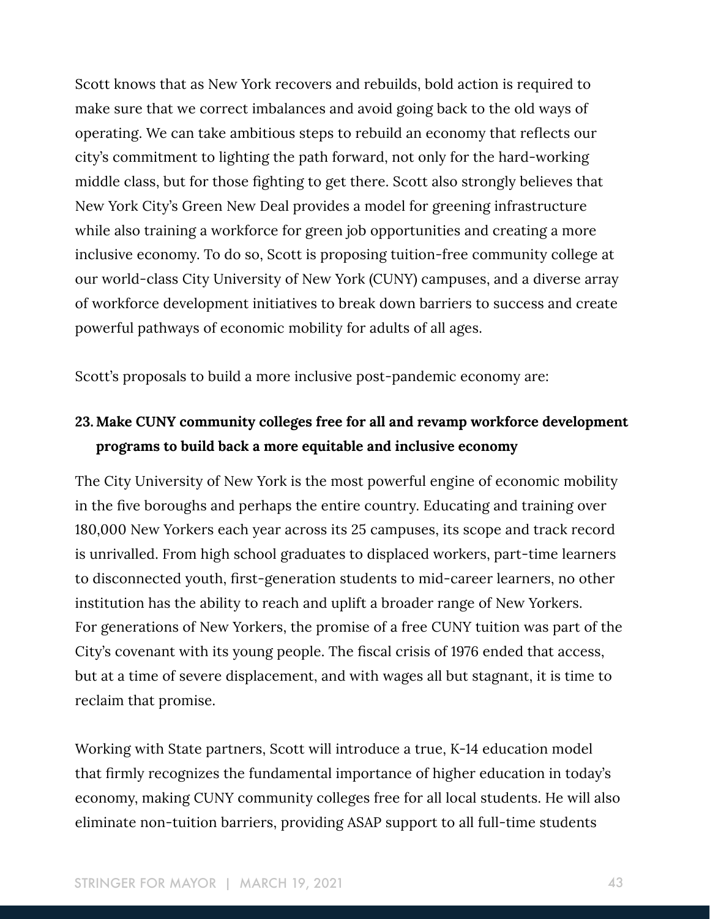Scott knows that as New York recovers and rebuilds, bold action is required to make sure that we correct imbalances and avoid going back to the old ways of operating. We can take ambitious steps to rebuild an economy that reflects our city's commitment to lighting the path forward, not only for the hard-working middle class, but for those fighting to get there. Scott also strongly believes that New York City's Green New Deal provides a model for greening infrastructure while also training a workforce for green job opportunities and creating a more inclusive economy. To do so, Scott is proposing tuition-free community college at our world-class City University of New York (CUNY) campuses, and a diverse array of workforce development initiatives to break down barriers to success and create powerful pathways of economic mobility for adults of all ages.

Scott's proposals to build a more inclusive post-pandemic economy are:

23. **Make CUNY community colleges free for all and revamp workforce development programs to build back a more equitable and inclusive economy**

The City University of New York is the most powerful engine of economic mobility in the five boroughs and perhaps the entire country. Educating and training over 180,000 New Yorkers each year across its 25 campuses, its scope and track record is unrivalled. From high school graduates to displaced workers, part-time learners to disconnected youth, first-generation students to mid-career learners, no other institution has the ability to reach and uplift a broader range of New Yorkers. For generations of New Yorkers, the promise of a free CUNY tuition was part of the City's covenant with its young people. The fiscal crisis of 1976 ended that access, but at a time of severe displacement, and with wages all but stagnant, it is time to reclaim that promise.

Working with State partners, Scott will introduce a true, K-14 education model that firmly recognizes the fundamental importance of higher education in today's economy, making CUNY community colleges free for all local students. He will also eliminate non-tuition barriers, providing ASAP support to all full-time students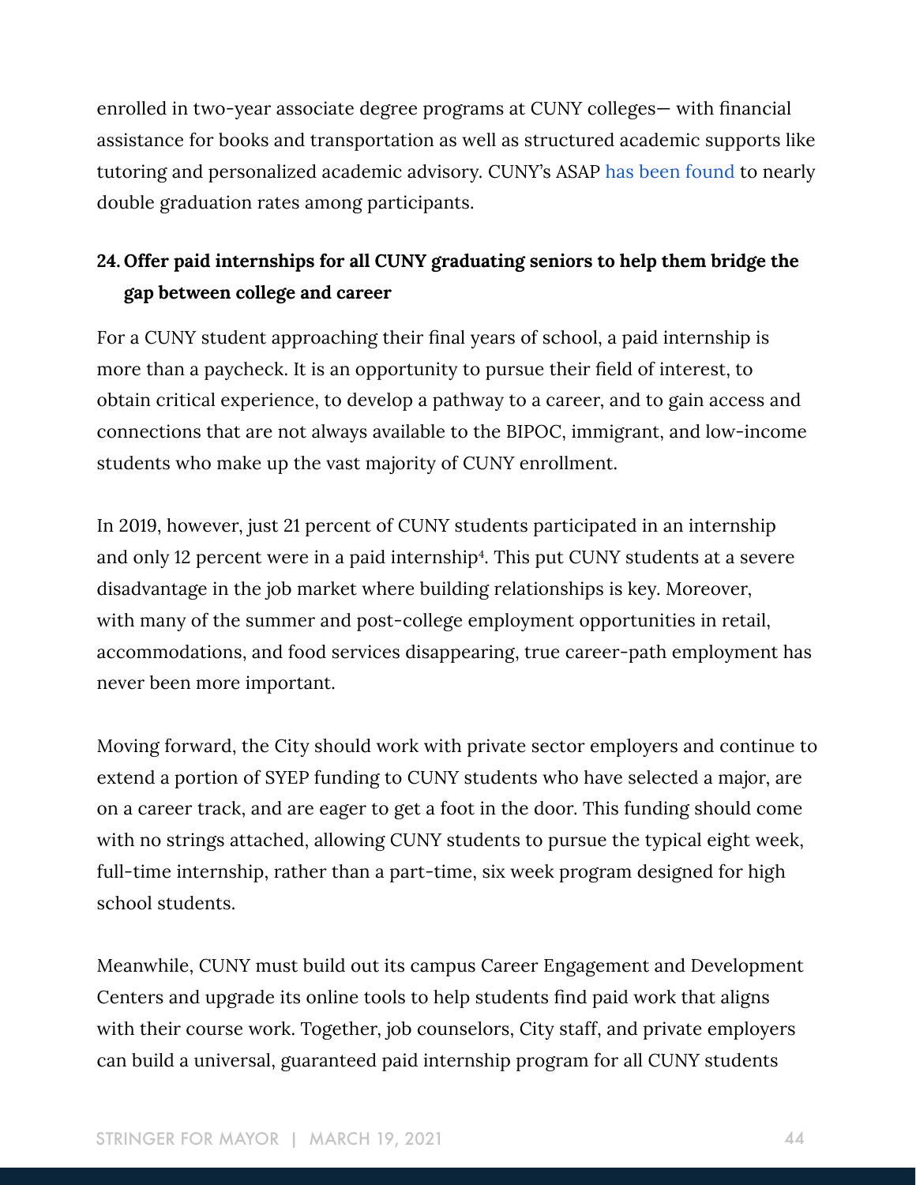enrolled in two-year associate degree programs at CUNY colleges— with financial assistance for books and transportation as well as structured academic supports like tutoring and personalized academic advisory. CUNY's ASAP has been found to nearly double graduation rates among participants.

### 24. Offer paid internships for all CUNY graduating seniors to help them bridge the gap between college and career

For a CUNY student approaching their final years of school, a paid internship is more than a paycheck. It is an opportunity to pursue their field of interest, to obtain critical experience, to develop a pathway to a career, and to gain access and connections that are not always available to the BIPOC, immigrant, and low-income students who make up the vast majority of CUNY enrollment.

In 2019, however, just 21 percent of CUNY students participated in an internship and only 12 percent were in a paid internship[4]. This put CUNY students at a severe disadvantage in the job market where building relationships is key. Moreover, with many of the summer and post-college employment opportunities in retail, accommodations, and food services disappearing, true career-path employment has never been more important.

Moving forward, the City should work with private sector employers and continue to extend a portion of SYEP funding to CUNY students who have selected a major, are on a career track, and are eager to get a foot in the door. This funding should come with no strings attached, allowing CUNY students to pursue the typical eight week, full-time internship, rather than a part-time, six week program designed for high school students.

Meanwhile, CUNY must build out its campus Career Engagement and Development Centers and upgrade its online tools to help students find paid work that aligns with their course work. Together, job counselors, City staff, and private employers can build a universal, guaranteed paid internship program for all CUNY students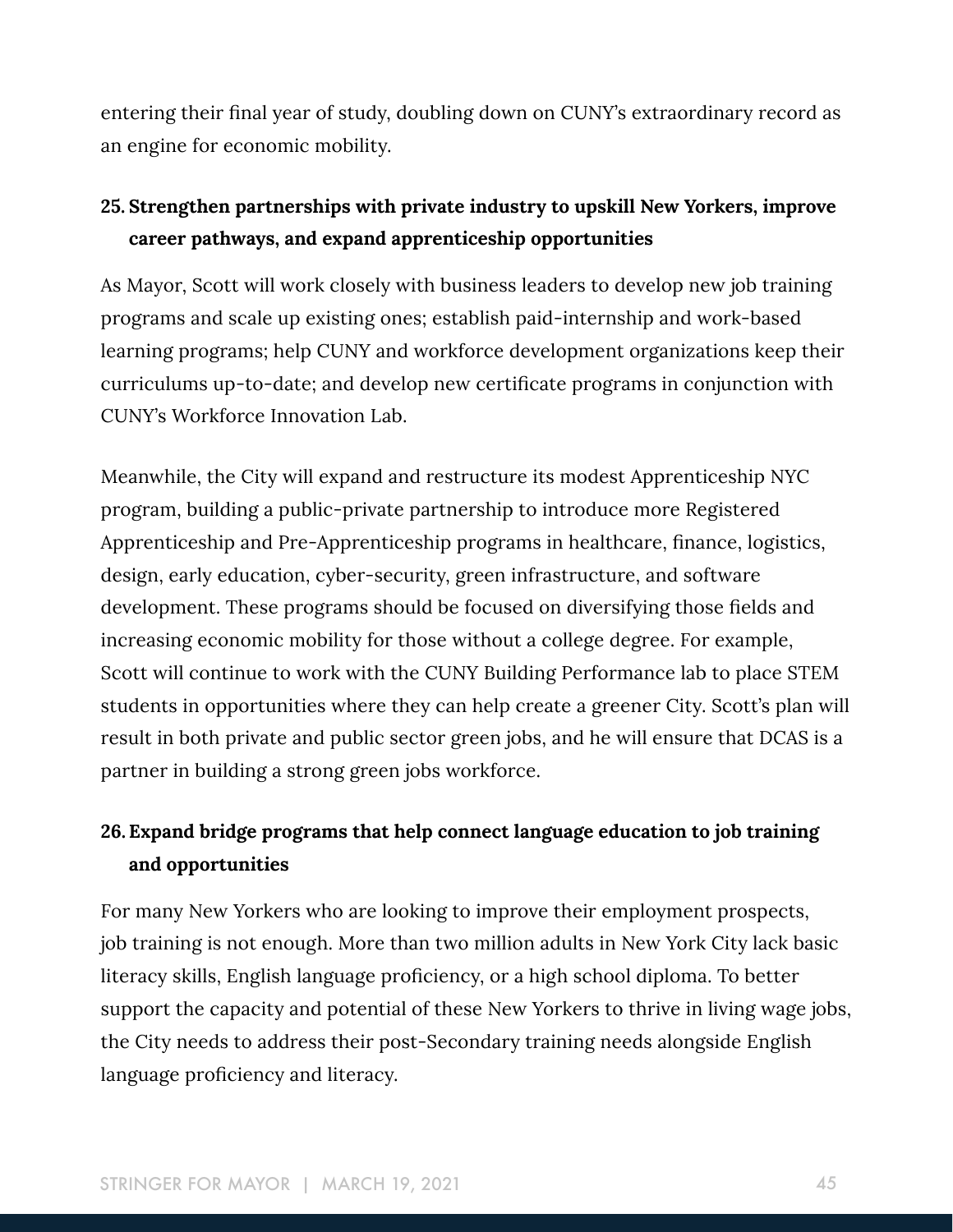entering their final year of study, doubling down on CUNY's extraordinary record as an engine for economic mobility.

### 25. Strengthen partnerships with private industry to upskill New Yorkers, improve career pathways, and expand apprenticeship opportunities

As Mayor, Scott will work closely with business leaders to develop new job training programs and scale up existing ones; establish paid-internship and work-based learning programs; help CUNY and workforce development organizations keep their curriculums up-to-date; and develop new certificate programs in conjunction with CUNY's Workforce Innovation Lab.

Meanwhile, the City will expand and restructure its modest Apprenticeship NYC program, building a public-private partnership to introduce more Registered Apprenticeship and Pre-Apprenticeship programs in healthcare, finance, logistics, design, early education, cyber-security, green infrastructure, and software development. These programs should be focused on diversifying those fields and increasing economic mobility for those without a college degree. For example, Scott will continue to work with the CUNY Building Performance lab to place STEM students in opportunities where they can help create a greener City. Scott's plan will result in both private and public sector green jobs, and he will ensure that DCAS is a partner in building a strong green jobs workforce.

### 26. Expand bridge programs that help connect language education to job training and opportunities

For many New Yorkers who are looking to improve their employment prospects, job training is not enough. More than two million adults in New York City lack basic literacy skills, English language proficiency, or a high school diploma. To better support the capacity and potential of these New Yorkers to thrive in living wage jobs, the City needs to address their post-Secondary training needs alongside English language proficiency and literacy.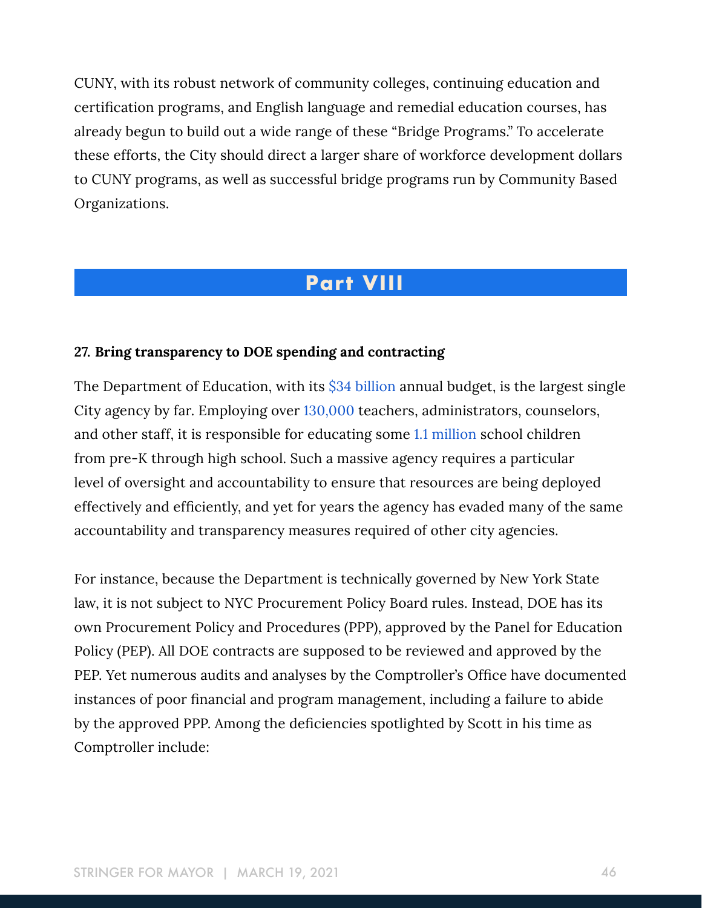CUNY, with its robust network of community colleges, continuing education and certification programs, and English language and remedial education courses, has already begun to build out a wide range of these "Bridge Programs." To accelerate these efforts, the City should direct a larger share of workforce development dollars to CUNY programs, as well as successful bridge programs run by Community Based Organizations.

## Part VIII

**27. Bring transparency to DOE spending and contracting**

The Department of Education, with its $34 billion annual budget, is the largest single City agency by far. Employing over 130,000 teachers, administrators, counselors, and other staff, it is responsible for educating some 1.1 million school children from pre-K through high school. Such a massive agency requires a particular level of oversight and accountability to ensure that resources are being deployed effectively and efficiently, and yet for years the agency has evaded many of the same accountability and transparency measures required of other city agencies.

For instance, because the Department is technically governed by New York State law, it is not subject to NYC Procurement Policy Board rules. Instead, DOE has its own Procurement Policy and Procedures (PPP), approved by the Panel for Education Policy (PEP). All DOE contracts are supposed to be reviewed and approved by the PEP. Yet numerous audits and analyses by the Comptroller's Office have documented instances of poor financial and program management, including a failure to abide by the approved PPP. Among the deficiencies spotlighted by Scott in his time as Comptroller include: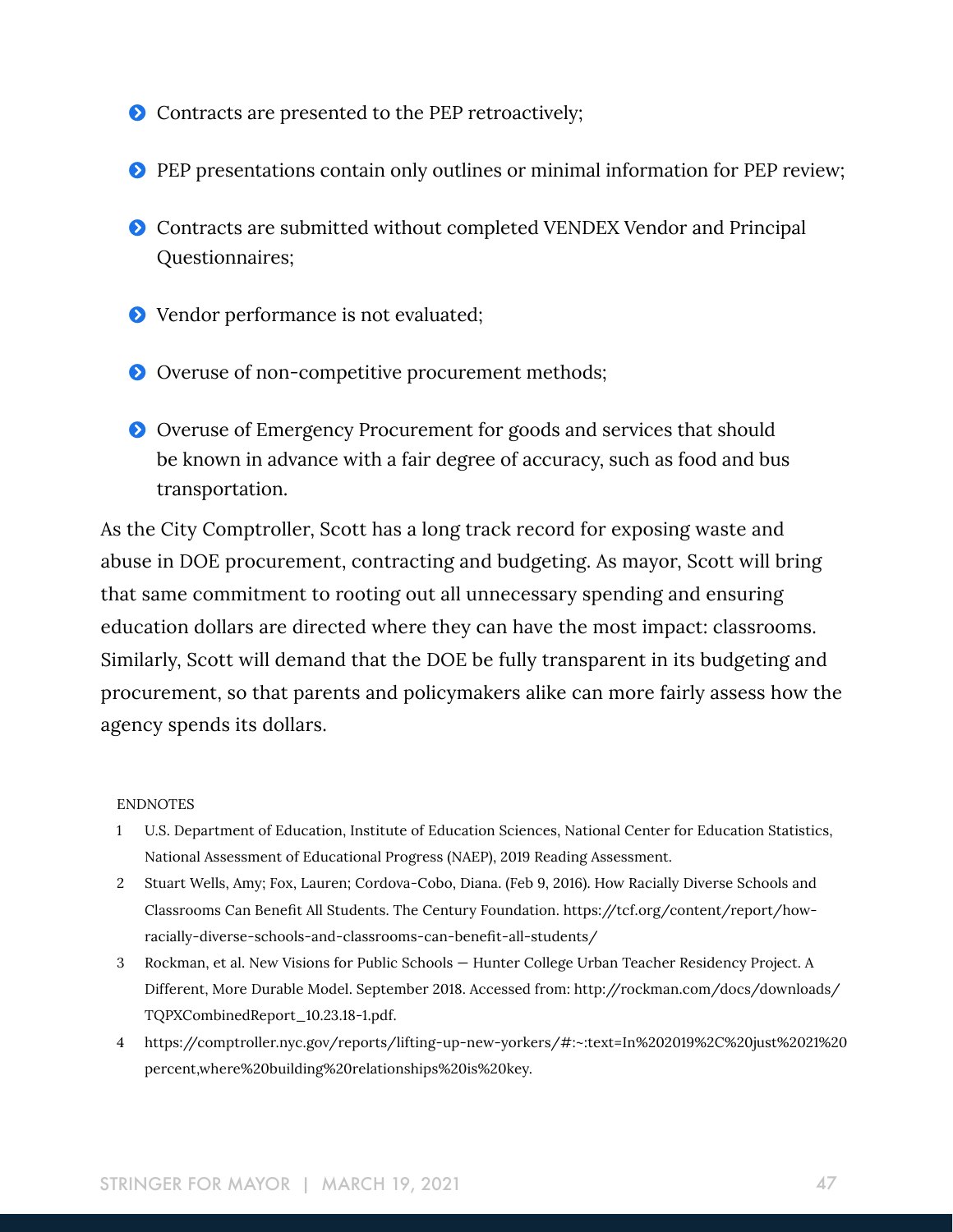- Contracts are presented to the PEP retroactively;
- PEP presentations contain only outlines or minimal information for PEP review;
- Contracts are submitted without completed VENDEX Vendor and Principal Questionnaires;
- Vendor performance is not evaluated;
- Overuse of non-competitive procurement methods;
- Overuse of Emergency Procurement for goods and services that should be known in advance with a fair degree of accuracy, such as food and bus transportation.

As the City Comptroller, Scott has a long track record for exposing waste and abuse in DOE procurement, contracting and budgeting. As mayor, Scott will bring that same commitment to rooting out all unnecessary spending and ensuring education dollars are directed where they can have the most impact: classrooms. Similarly, Scott will demand that the DOE be fully transparent in its budgeting and procurement, so that parents and policymakers alike can more fairly assess how the agency spends its dollars.

ENDNOTES

1 U.S. Department of Education, Institute of Education Sciences, National Center for Education Statistics, National Assessment of Educational Progress (NAEP), 2019 Reading Assessment.

2 Stuart Wells, Amy; Fox, Lauren; Cordova-Cobo, Diana. (Feb 9, 2016). How Racially Diverse Schools and Classrooms Can Benefit All Students. The Century Foundation. https://tcf.org/content/report/how-racially-diverse-schools-and-classrooms-can-benefit-all-students/

3 Rockman, et al. New Visions for Public Schools — Hunter College Urban Teacher Residency Project. A Different, More Durable Model. September 2018. Accessed from: http://rockman.com/docs/downloads/TQPXCombinedReport_10.23.18-1.pdf.

4 https://comptroller.nyc.gov/reports/lifting-up-new-yorkers/#:~:text=In%202019%2C%20just%2021%20percent,where%20building%20relationships%20is%20key.